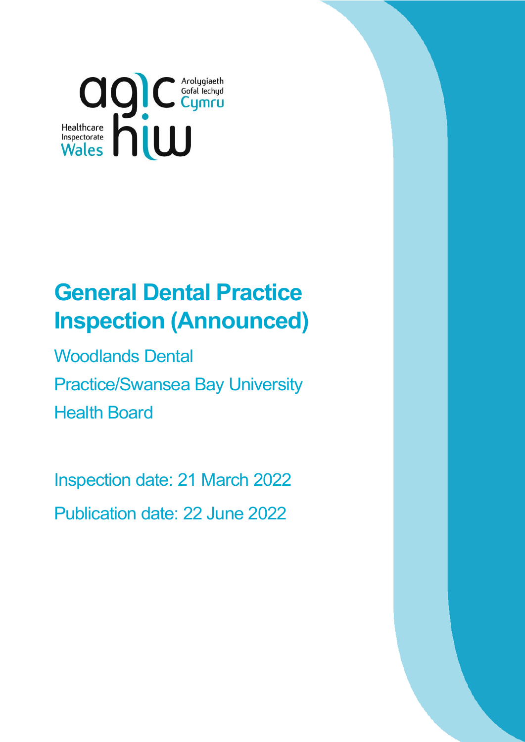Arolygiaeth Gofal Iechyd Cymru

Healthcare Inspectorate Wales

# General Dental Practice Inspection (Announced)

Woodlands Dental Practice/Swansea Bay University Health Board

Inspection date: 21 March 2022

Publication date: 22 June 2022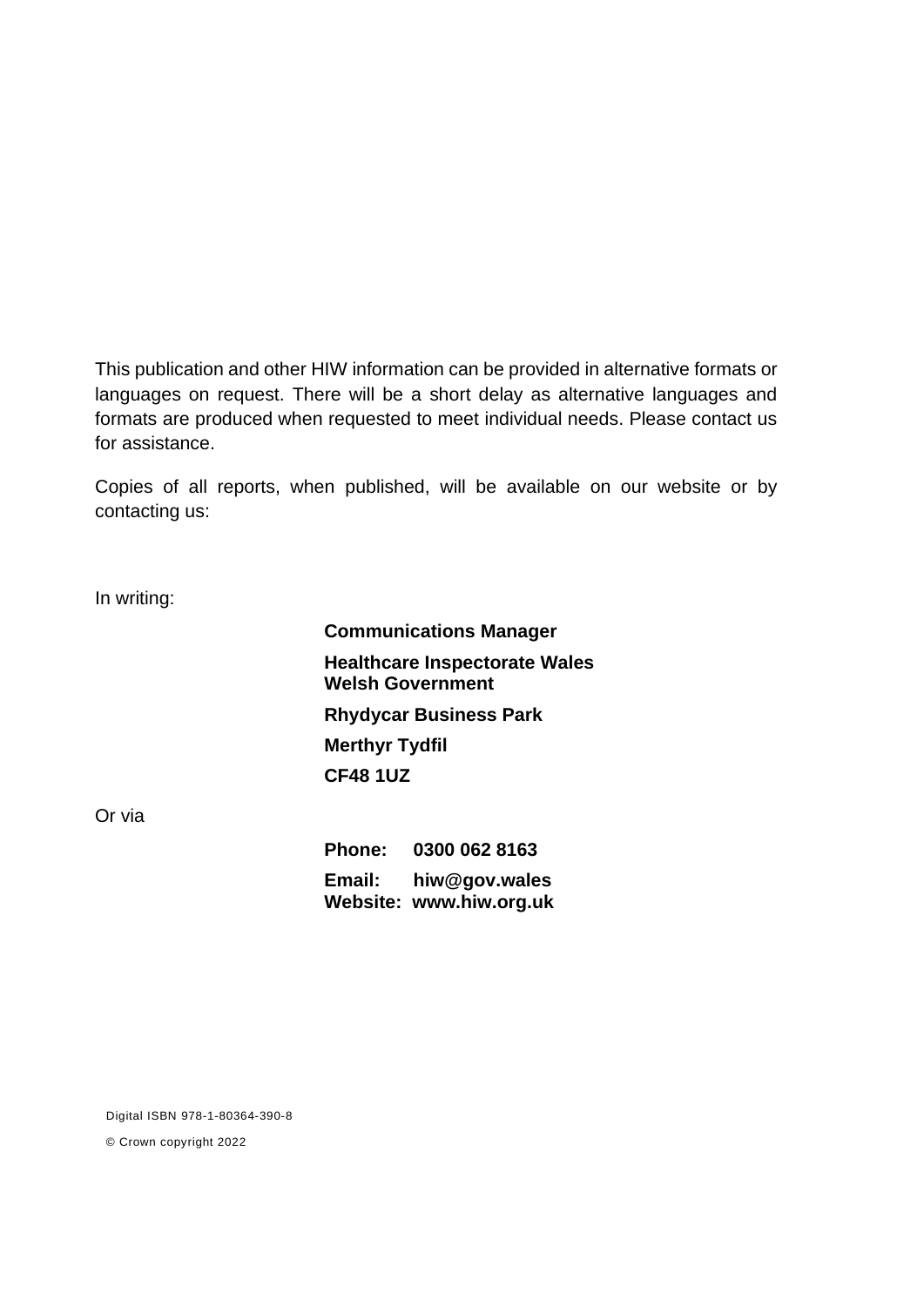This publication and other HIW information can be provided in alternative formats or languages on request. There will be a short delay as alternative languages and formats are produced when requested to meet individual needs. Please contact us for assistance.

Copies of all reports, when published, will be available on our website or by contacting us:

In writing:

**Communications Manager**

**Healthcare Inspectorate Wales**
**Welsh Government**

**Rhydycar Business Park**

**Merthyr Tydfil**

**CF48 1UZ**

Or via

**Phone: 0300 062 8163**

**Email: hiw@gov.wales**
**Website: www.hiw.org.uk**

Digital ISBN 978-1-80364-390-8

© Crown copyright 2022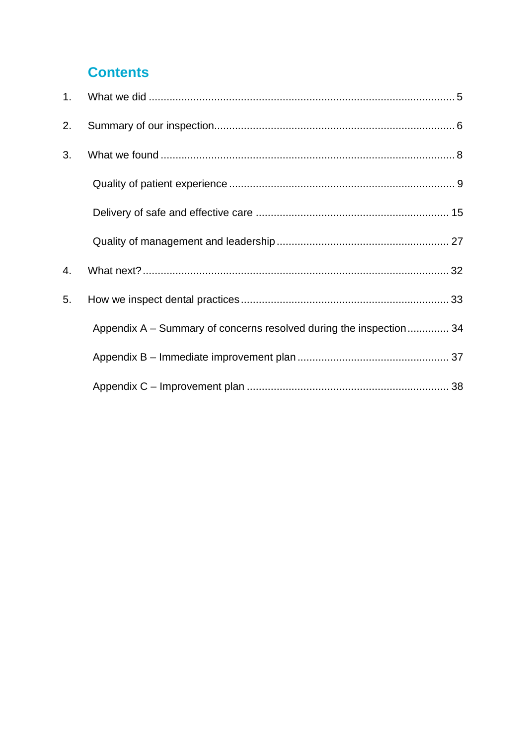## Contents

1. What we did .......................................................................................................... 5
2. Summary of our inspection................................................................................. 6
3. What we found .................................................................................................... 8
   - Quality of patient experience ............................................................................ 9
   - Delivery of safe and effective care ................................................................. 15
   - Quality of management and leadership ........................................................... 27
4. What next? ........................................................................................................ 32
5. How we inspect dental practices ....................................................................... 33
   - Appendix A – Summary of concerns resolved during the inspection .............. 34
   - Appendix B – Immediate improvement plan .................................................... 37
   - Appendix C – Improvement plan ..................................................................... 38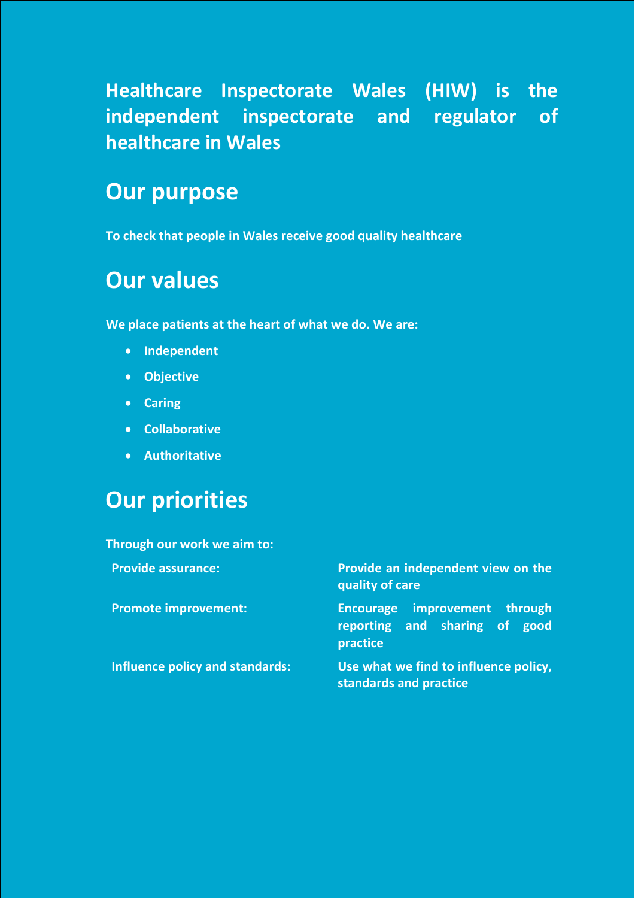**Healthcare Inspectorate Wales (HIW) is the independent inspectorate and regulator of healthcare in Wales**

## Our purpose

**To check that people in Wales receive good quality healthcare**

## Our values

**We place patients at the heart of what we do. We are:**

- **Independent**
- **Objective**
- **Caring**
- **Collaborative**
- **Authoritative**

## Our priorities

**Through our work we aim to:**

| | |
|---|---|
| **Provide assurance:** | **Provide an independent view on the quality of care** |
| **Promote improvement:** | **Encourage improvement through reporting and sharing of good practice** |
| **Influence policy and standards:** | **Use what we find to influence policy, standards and practice** |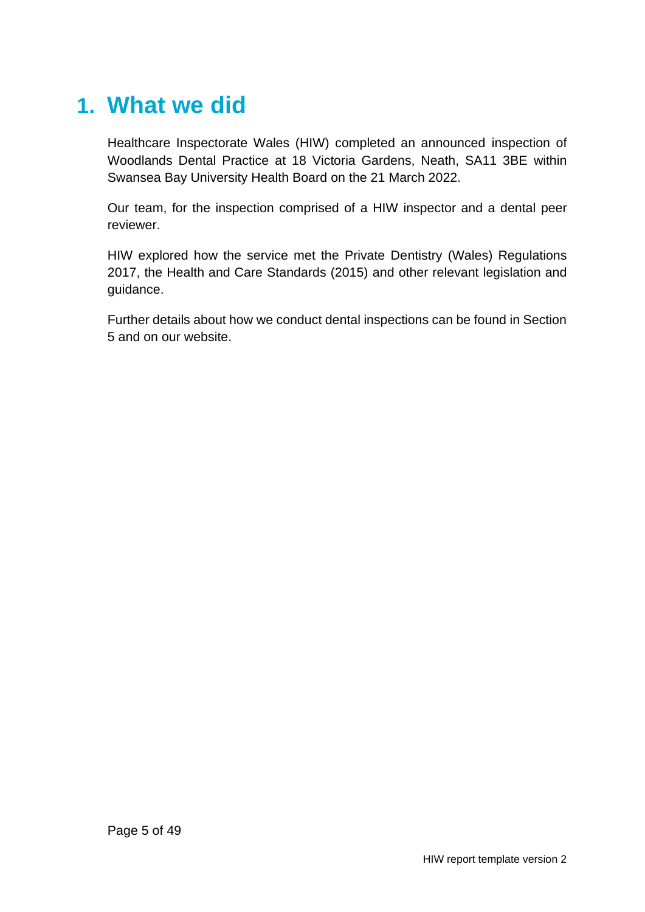# 1. What we did

Healthcare Inspectorate Wales (HIW) completed an announced inspection of Woodlands Dental Practice at 18 Victoria Gardens, Neath, SA11 3BE within Swansea Bay University Health Board on the 21 March 2022.

Our team, for the inspection comprised of a HIW inspector and a dental peer reviewer.

HIW explored how the service met the Private Dentistry (Wales) Regulations 2017, the Health and Care Standards (2015) and other relevant legislation and guidance.

Further details about how we conduct dental inspections can be found in Section 5 and on our website.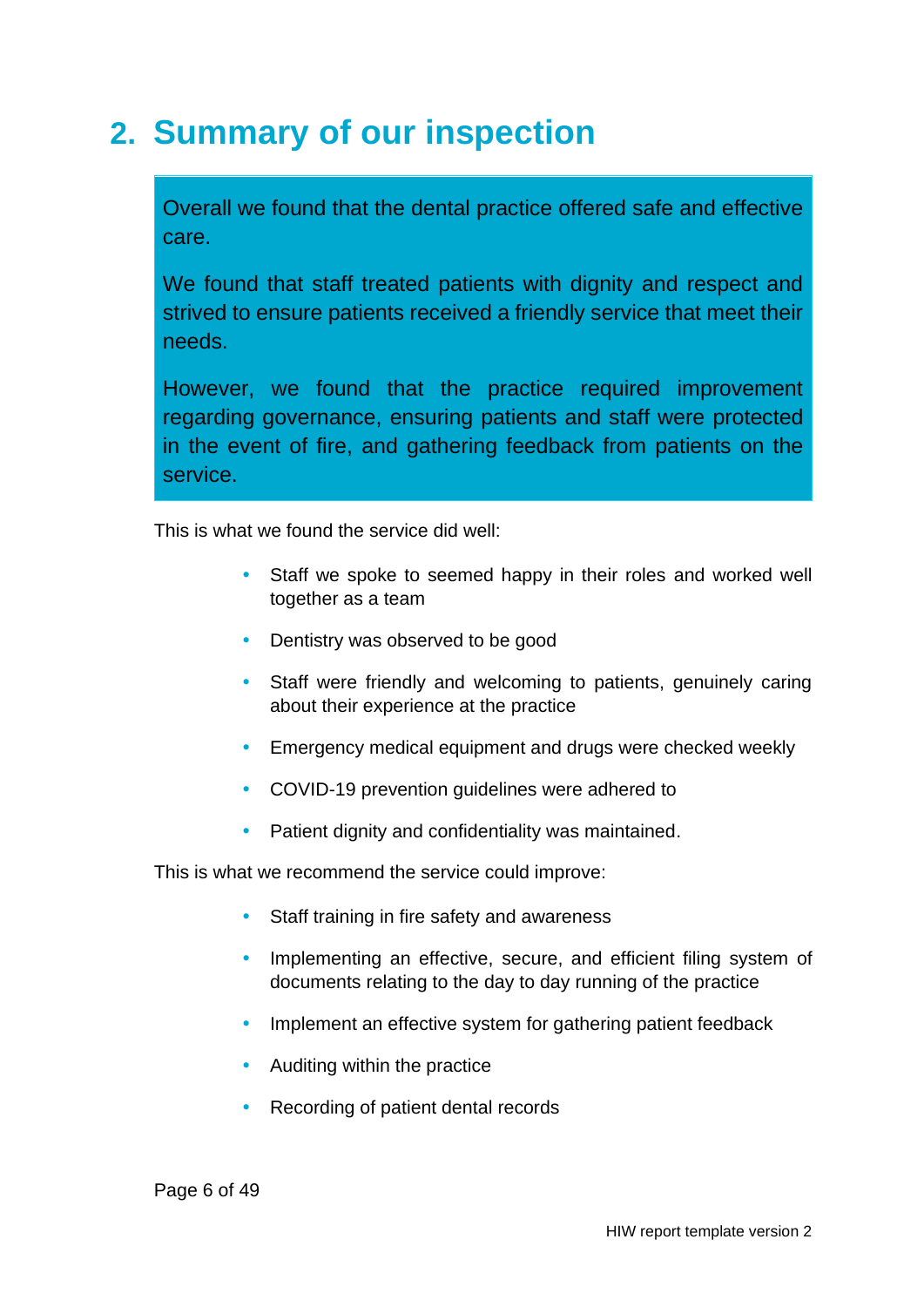## 2. Summary of our inspection

Overall we found that the dental practice offered safe and effective care.

We found that staff treated patients with dignity and respect and strived to ensure patients received a friendly service that meet their needs.

However, we found that the practice required improvement regarding governance, ensuring patients and staff were protected in the event of fire, and gathering feedback from patients on the service.

This is what we found the service did well:

- Staff we spoke to seemed happy in their roles and worked well together as a team
- Dentistry was observed to be good
- Staff were friendly and welcoming to patients, genuinely caring about their experience at the practice
- Emergency medical equipment and drugs were checked weekly
- COVID-19 prevention guidelines were adhered to
- Patient dignity and confidentiality was maintained.

This is what we recommend the service could improve:

- Staff training in fire safety and awareness
- Implementing an effective, secure, and efficient filing system of documents relating to the day to day running of the practice
- Implement an effective system for gathering patient feedback
- Auditing within the practice
- Recording of patient dental records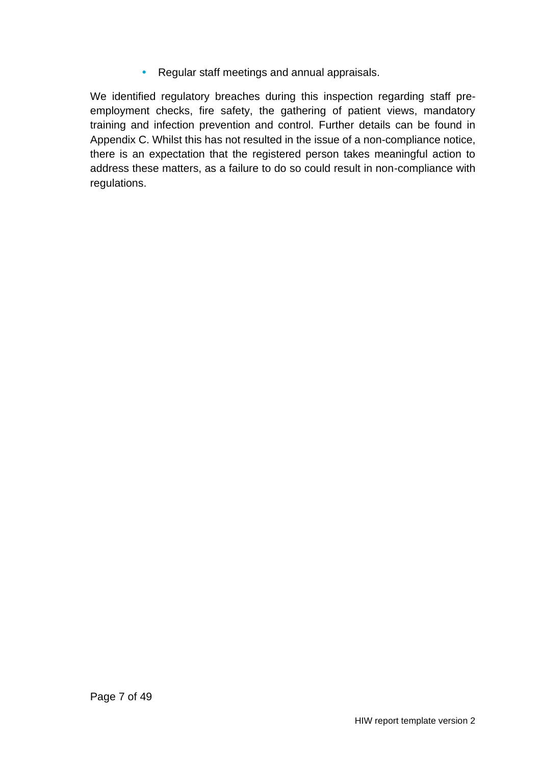- Regular staff meetings and annual appraisals.

We identified regulatory breaches during this inspection regarding staff pre-employment checks, fire safety, the gathering of patient views, mandatory training and infection prevention and control. Further details can be found in Appendix C. Whilst this has not resulted in the issue of a non-compliance notice, there is an expectation that the registered person takes meaningful action to address these matters, as a failure to do so could result in non-compliance with regulations.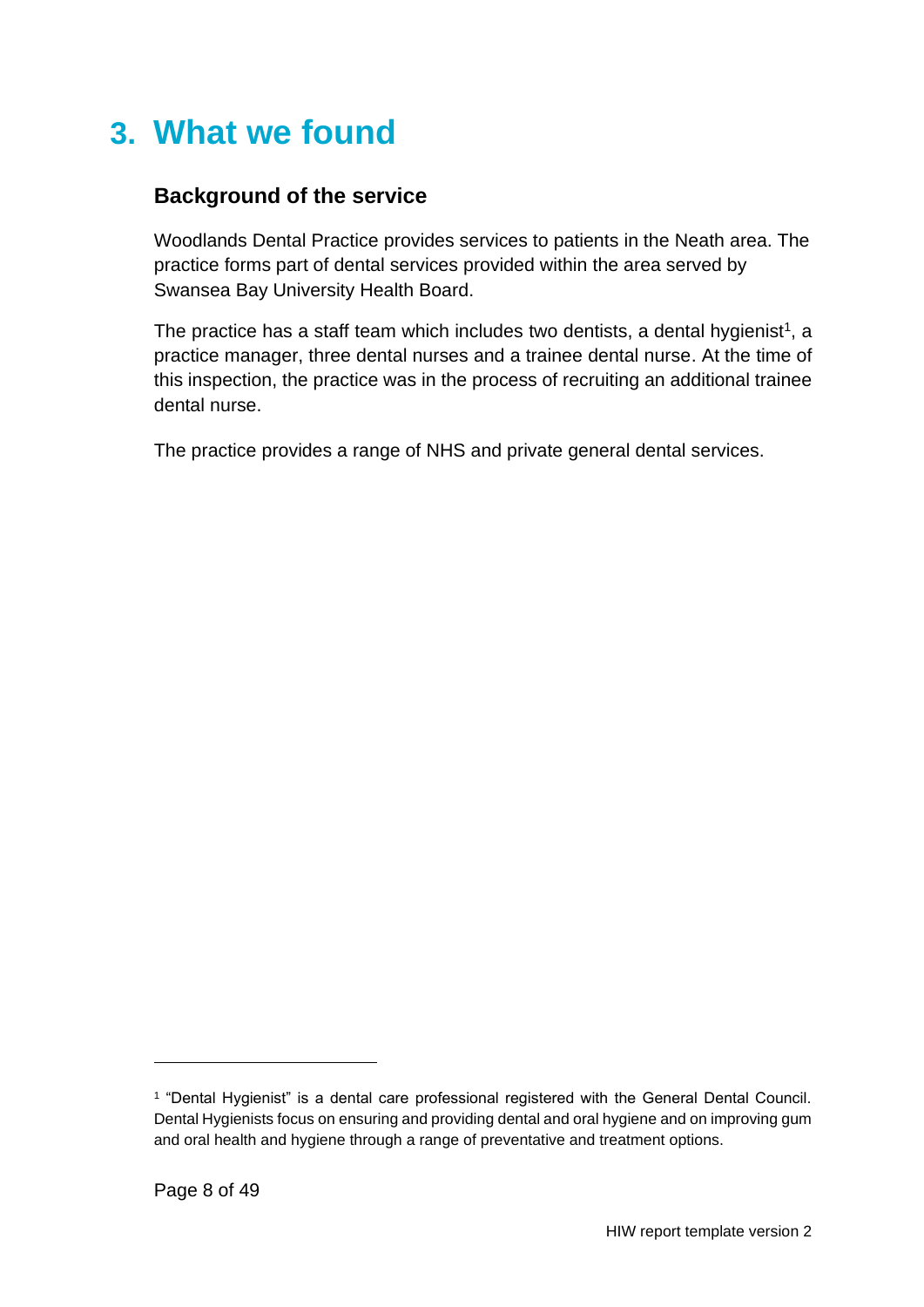# 3. What we found

## Background of the service

Woodlands Dental Practice provides services to patients in the Neath area. The practice forms part of dental services provided within the area served by Swansea Bay University Health Board.

The practice has a staff team which includes two dentists, a dental hygienist[1], a practice manager, three dental nurses and a trainee dental nurse. At the time of this inspection, the practice was in the process of recruiting an additional trainee dental nurse.

The practice provides a range of NHS and private general dental services.

---

[1] "Dental Hygienist" is a dental care professional registered with the General Dental Council. Dental Hygienists focus on ensuring and providing dental and oral hygiene and on improving gum and oral health and hygiene through a range of preventative and treatment options.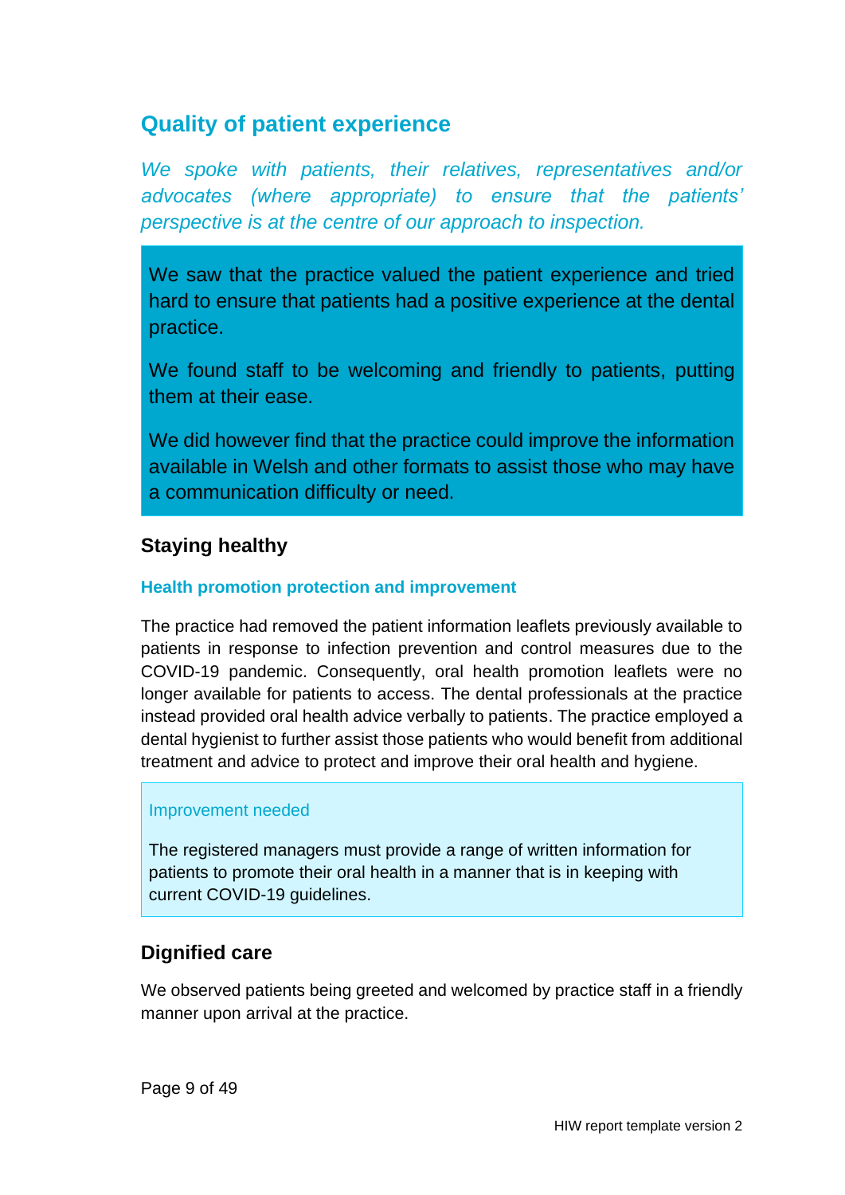## Quality of patient experience

*We spoke with patients, their relatives, representatives and/or advocates (where appropriate) to ensure that the patients' perspective is at the centre of our approach to inspection.*

> We saw that the practice valued the patient experience and tried hard to ensure that patients had a positive experience at the dental practice.
>
> We found staff to be welcoming and friendly to patients, putting them at their ease.
>
> We did however find that the practice could improve the information available in Welsh and other formats to assist those who may have a communication difficulty or need.

### Staying healthy

#### Health promotion protection and improvement

The practice had removed the patient information leaflets previously available to patients in response to infection prevention and control measures due to the COVID-19 pandemic. Consequently, oral health promotion leaflets were no longer available for patients to access. The dental professionals at the practice instead provided oral health advice verbally to patients. The practice employed a dental hygienist to further assist those patients who would benefit from additional treatment and advice to protect and improve their oral health and hygiene.

> Improvement needed
>
> The registered managers must provide a range of written information for patients to promote their oral health in a manner that is in keeping with current COVID-19 guidelines.

### Dignified care

We observed patients being greeted and welcomed by practice staff in a friendly manner upon arrival at the practice.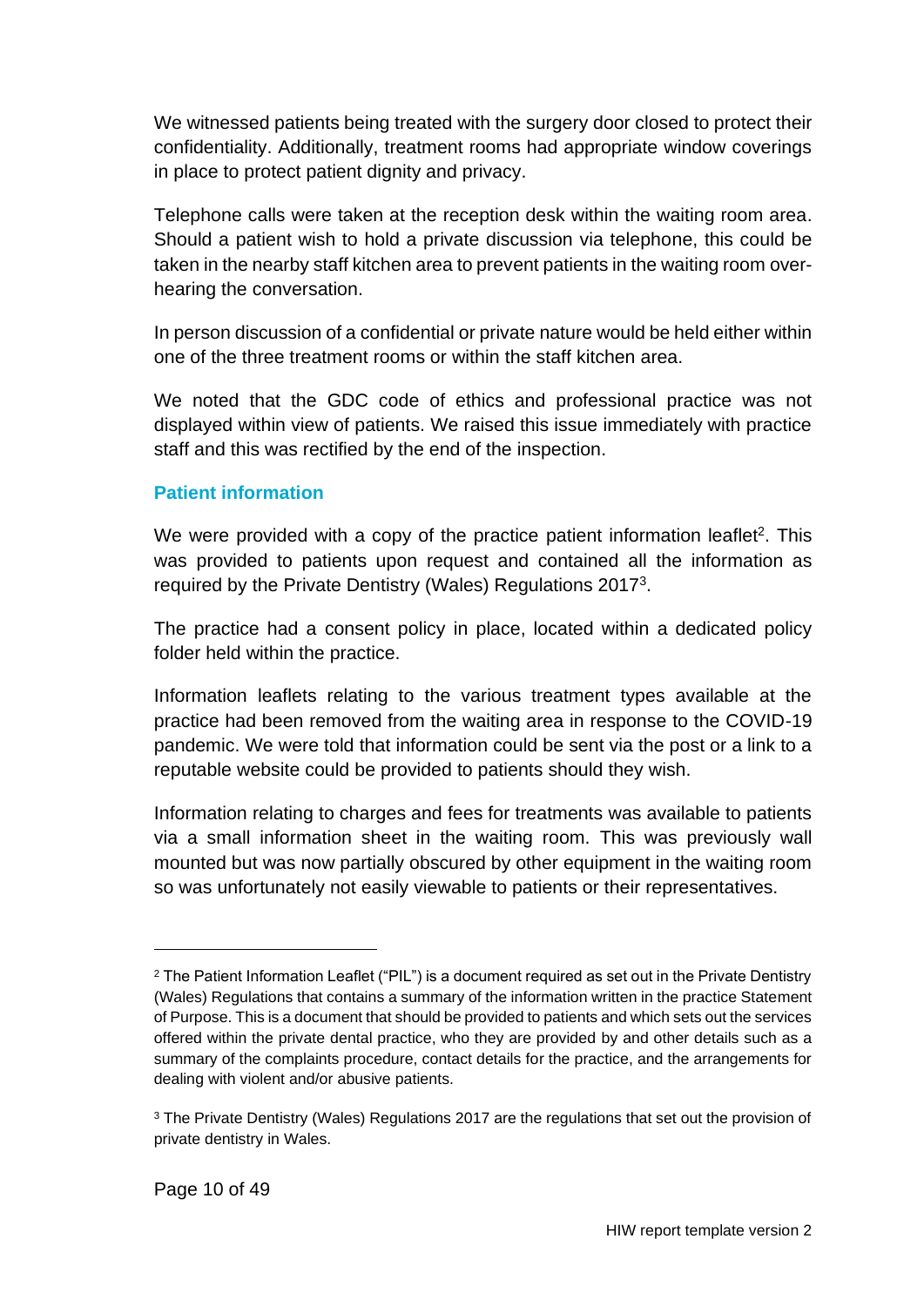We witnessed patients being treated with the surgery door closed to protect their confidentiality. Additionally, treatment rooms had appropriate window coverings in place to protect patient dignity and privacy.

Telephone calls were taken at the reception desk within the waiting room area. Should a patient wish to hold a private discussion via telephone, this could be taken in the nearby staff kitchen area to prevent patients in the waiting room over-hearing the conversation.

In person discussion of a confidential or private nature would be held either within one of the three treatment rooms or within the staff kitchen area.

We noted that the GDC code of ethics and professional practice was not displayed within view of patients. We raised this issue immediately with practice staff and this was rectified by the end of the inspection.

### Patient information

We were provided with a copy of the practice patient information leaflet[2]. This was provided to patients upon request and contained all the information as required by the Private Dentistry (Wales) Regulations 2017[3].

The practice had a consent policy in place, located within a dedicated policy folder held within the practice.

Information leaflets relating to the various treatment types available at the practice had been removed from the waiting area in response to the COVID-19 pandemic. We were told that information could be sent via the post or a link to a reputable website could be provided to patients should they wish.

Information relating to charges and fees for treatments was available to patients via a small information sheet in the waiting room. This was previously wall mounted but was now partially obscured by other equipment in the waiting room so was unfortunately not easily viewable to patients or their representatives.

---

[2] The Patient Information Leaflet ("PIL") is a document required as set out in the Private Dentistry (Wales) Regulations that contains a summary of the information written in the practice Statement of Purpose. This is a document that should be provided to patients and which sets out the services offered within the private dental practice, who they are provided by and other details such as a summary of the complaints procedure, contact details for the practice, and the arrangements for dealing with violent and/or abusive patients.

[3] The Private Dentistry (Wales) Regulations 2017 are the regulations that set out the provision of private dentistry in Wales.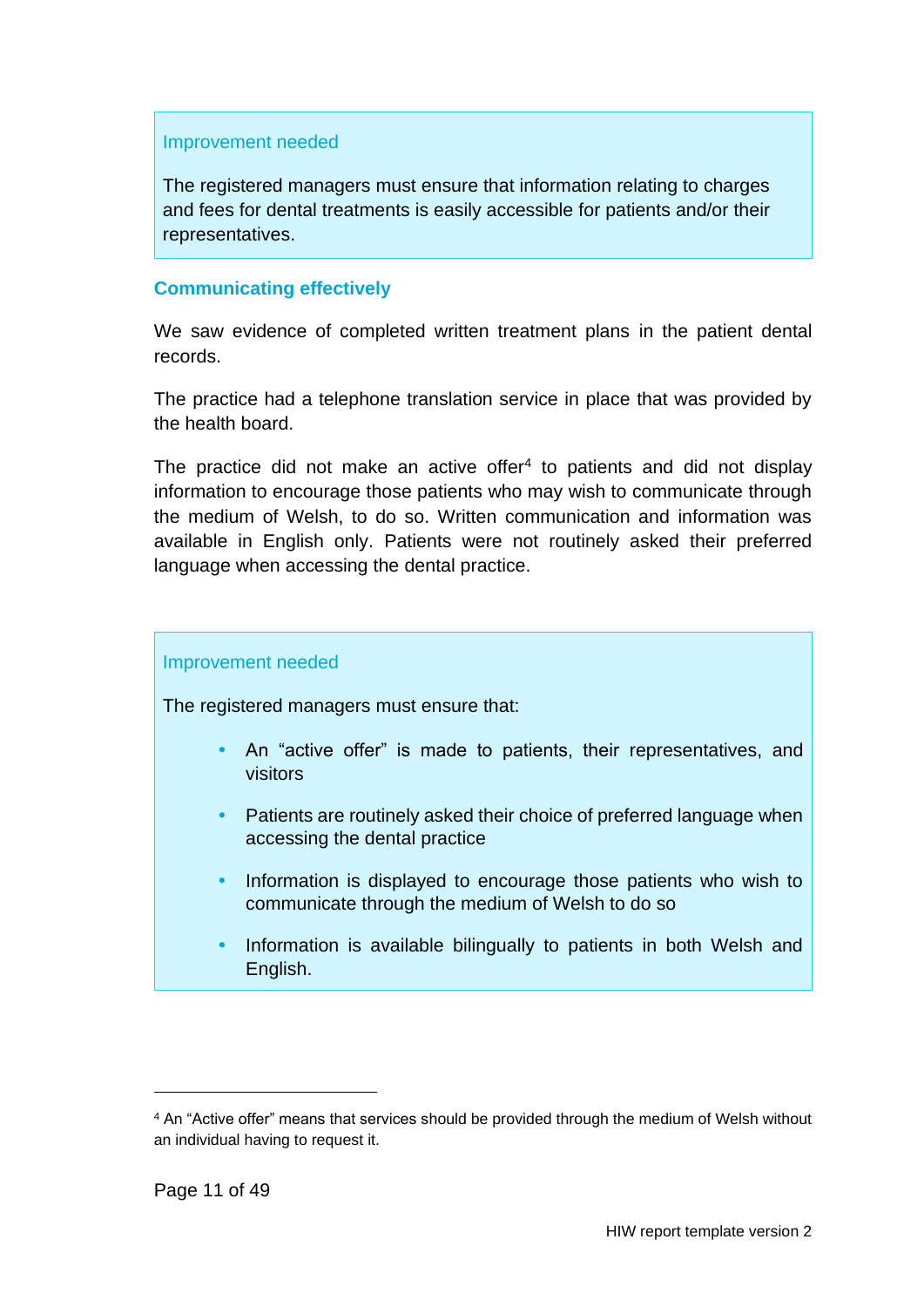Improvement needed

The registered managers must ensure that information relating to charges and fees for dental treatments is easily accessible for patients and/or their representatives.

### Communicating effectively

We saw evidence of completed written treatment plans in the patient dental records.

The practice had a telephone translation service in place that was provided by the health board.

The practice did not make an active offer[4] to patients and did not display information to encourage those patients who may wish to communicate through the medium of Welsh, to do so. Written communication and information was available in English only. Patients were not routinely asked their preferred language when accessing the dental practice.

Improvement needed

The registered managers must ensure that:

- An “active offer” is made to patients, their representatives, and visitors
- Patients are routinely asked their choice of preferred language when accessing the dental practice
- Information is displayed to encourage those patients who wish to communicate through the medium of Welsh to do so
- Information is available bilingually to patients in both Welsh and English.

---

[4] An “Active offer” means that services should be provided through the medium of Welsh without an individual having to request it.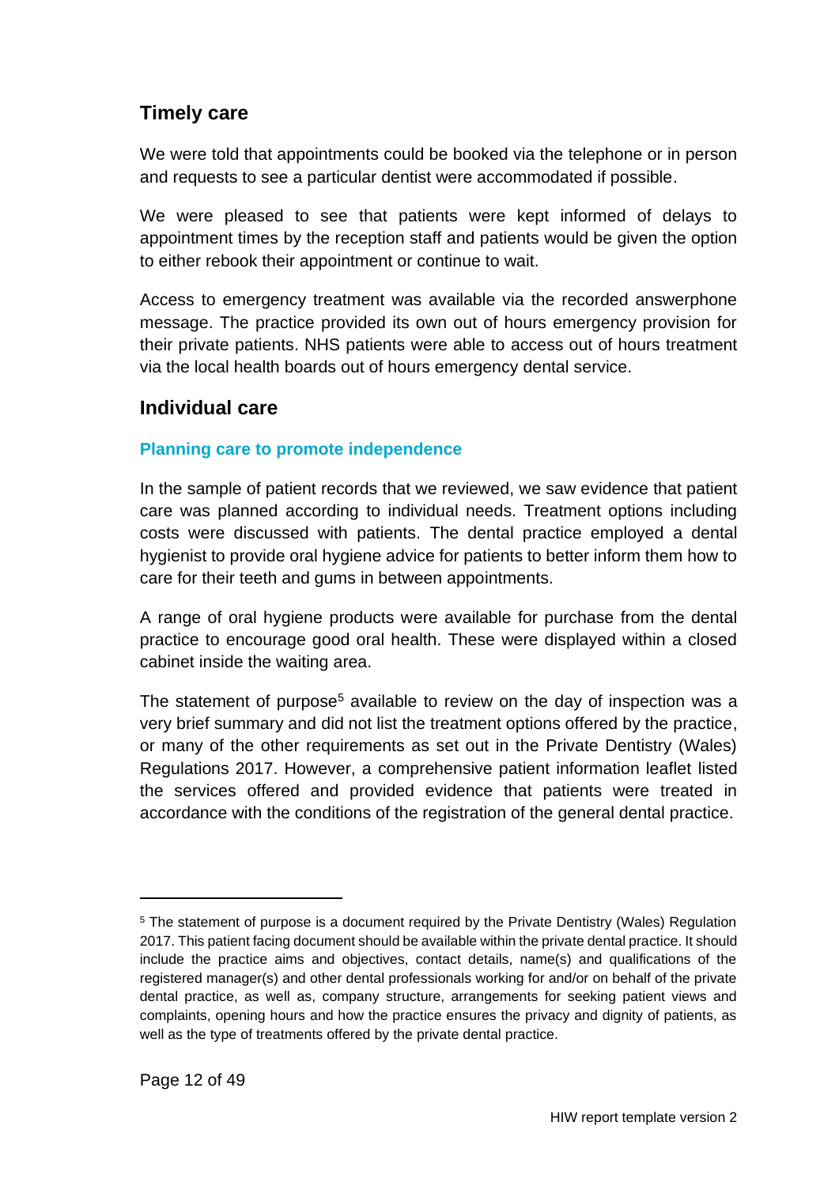## Timely care

We were told that appointments could be booked via the telephone or in person and requests to see a particular dentist were accommodated if possible.

We were pleased to see that patients were kept informed of delays to appointment times by the reception staff and patients would be given the option to either rebook their appointment or continue to wait.

Access to emergency treatment was available via the recorded answerphone message. The practice provided its own out of hours emergency provision for their private patients. NHS patients were able to access out of hours treatment via the local health boards out of hours emergency dental service.

## Individual care

### Planning care to promote independence

In the sample of patient records that we reviewed, we saw evidence that patient care was planned according to individual needs. Treatment options including costs were discussed with patients. The dental practice employed a dental hygienist to provide oral hygiene advice for patients to better inform them how to care for their teeth and gums in between appointments.

A range of oral hygiene products were available for purchase from the dental practice to encourage good oral health. These were displayed within a closed cabinet inside the waiting area.

The statement of purpose[5] available to review on the day of inspection was a very brief summary and did not list the treatment options offered by the practice, or many of the other requirements as set out in the Private Dentistry (Wales) Regulations 2017. However, a comprehensive patient information leaflet listed the services offered and provided evidence that patients were treated in accordance with the conditions of the registration of the general dental practice.

---

[5] The statement of purpose is a document required by the Private Dentistry (Wales) Regulation 2017. This patient facing document should be available within the private dental practice. It should include the practice aims and objectives, contact details, name(s) and qualifications of the registered manager(s) and other dental professionals working for and/or on behalf of the private dental practice, as well as, company structure, arrangements for seeking patient views and complaints, opening hours and how the practice ensures the privacy and dignity of patients, as well as the type of treatments offered by the private dental practice.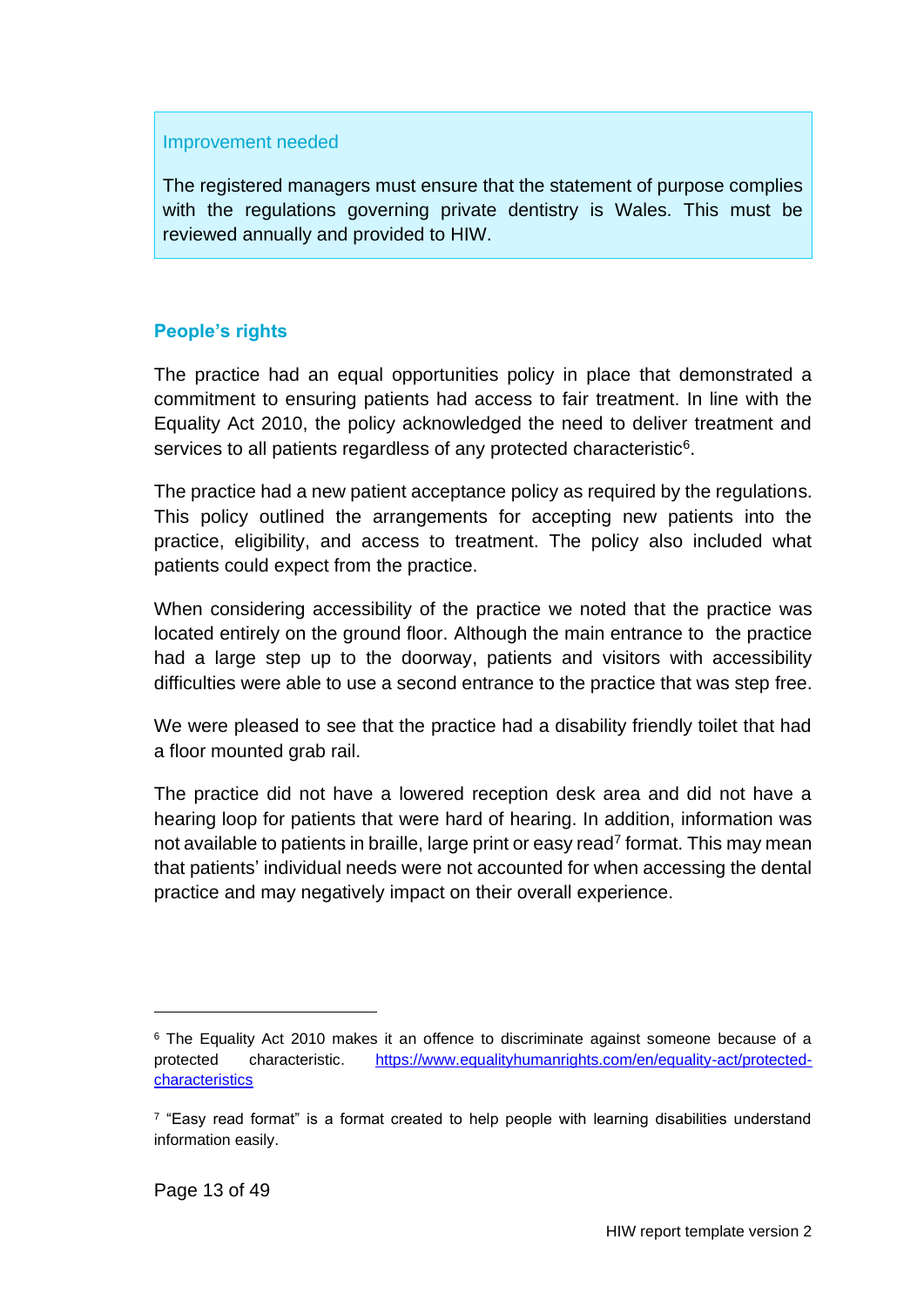Improvement needed

The registered managers must ensure that the statement of purpose complies with the regulations governing private dentistry is Wales. This must be reviewed annually and provided to HIW.

### People's rights

The practice had an equal opportunities policy in place that demonstrated a commitment to ensuring patients had access to fair treatment. In line with the Equality Act 2010, the policy acknowledged the need to deliver treatment and services to all patients regardless of any protected characteristic[6].

The practice had a new patient acceptance policy as required by the regulations. This policy outlined the arrangements for accepting new patients into the practice, eligibility, and access to treatment. The policy also included what patients could expect from the practice.

When considering accessibility of the practice we noted that the practice was located entirely on the ground floor. Although the main entrance to the practice had a large step up to the doorway, patients and visitors with accessibility difficulties were able to use a second entrance to the practice that was step free.

We were pleased to see that the practice had a disability friendly toilet that had a floor mounted grab rail.

The practice did not have a lowered reception desk area and did not have a hearing loop for patients that were hard of hearing. In addition, information was not available to patients in braille, large print or easy read[7] format. This may mean that patients' individual needs were not accounted for when accessing the dental practice and may negatively impact on their overall experience.

---

[6] The Equality Act 2010 makes it an offence to discriminate against someone because of a protected characteristic. https://www.equalityhumanrights.com/en/equality-act/protected-characteristics

[7] "Easy read format" is a format created to help people with learning disabilities understand information easily.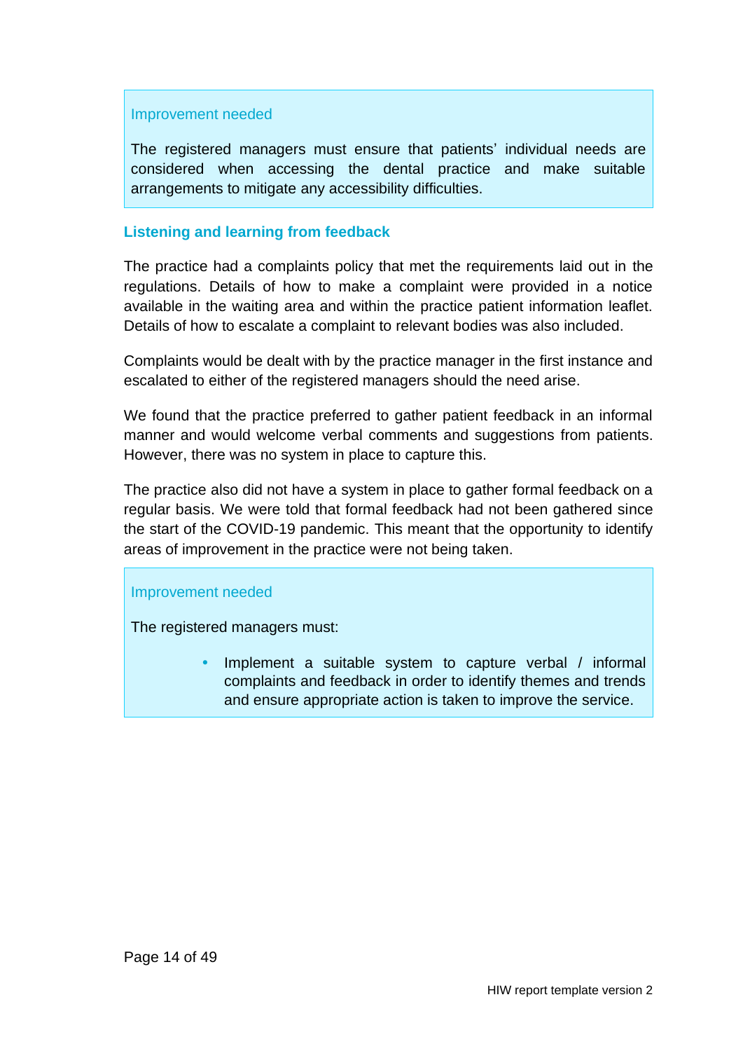**Improvement needed**

The registered managers must ensure that patients' individual needs are considered when accessing the dental practice and make suitable arrangements to mitigate any accessibility difficulties.

### Listening and learning from feedback

The practice had a complaints policy that met the requirements laid out in the regulations. Details of how to make a complaint were provided in a notice available in the waiting area and within the practice patient information leaflet. Details of how to escalate a complaint to relevant bodies was also included.

Complaints would be dealt with by the practice manager in the first instance and escalated to either of the registered managers should the need arise.

We found that the practice preferred to gather patient feedback in an informal manner and would welcome verbal comments and suggestions from patients. However, there was no system in place to capture this.

The practice also did not have a system in place to gather formal feedback on a regular basis. We were told that formal feedback had not been gathered since the start of the COVID-19 pandemic. This meant that the opportunity to identify areas of improvement in the practice were not being taken.

**Improvement needed**

The registered managers must:

- Implement a suitable system to capture verbal / informal complaints and feedback in order to identify themes and trends and ensure appropriate action is taken to improve the service.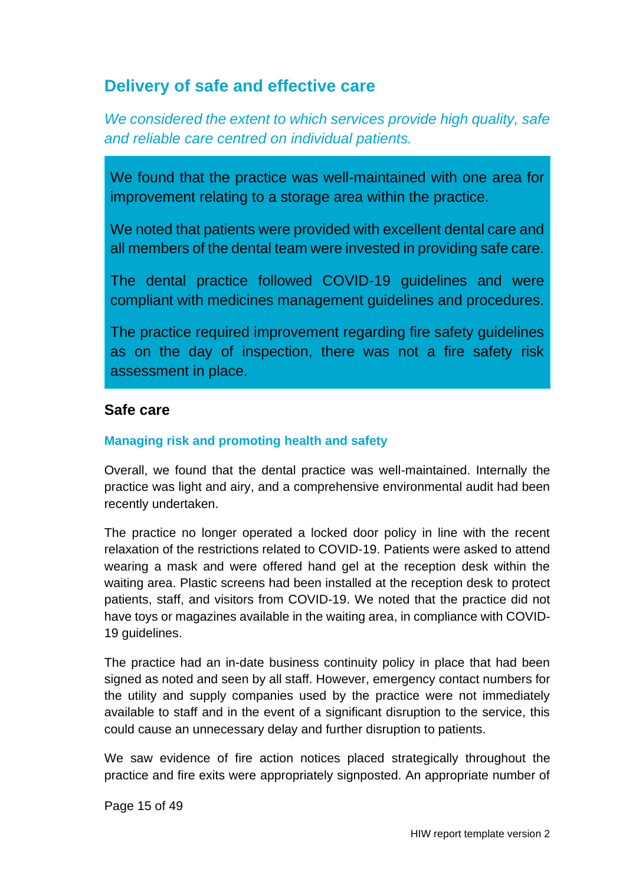## Delivery of safe and effective care

*We considered the extent to which services provide high quality, safe and reliable care centred on individual patients.*

We found that the practice was well-maintained with one area for improvement relating to a storage area within the practice.

We noted that patients were provided with excellent dental care and all members of the dental team were invested in providing safe care.

The dental practice followed COVID-19 guidelines and were compliant with medicines management guidelines and procedures.

The practice required improvement regarding fire safety guidelines as on the day of inspection, there was not a fire safety risk assessment in place.

### Safe care

#### Managing risk and promoting health and safety

Overall, we found that the dental practice was well-maintained. Internally the practice was light and airy, and a comprehensive environmental audit had been recently undertaken.

The practice no longer operated a locked door policy in line with the recent relaxation of the restrictions related to COVID-19. Patients were asked to attend wearing a mask and were offered hand gel at the reception desk within the waiting area. Plastic screens had been installed at the reception desk to protect patients, staff, and visitors from COVID-19. We noted that the practice did not have toys or magazines available in the waiting area, in compliance with COVID-19 guidelines.

The practice had an in-date business continuity policy in place that had been signed as noted and seen by all staff. However, emergency contact numbers for the utility and supply companies used by the practice were not immediately available to staff and in the event of a significant disruption to the service, this could cause an unnecessary delay and further disruption to patients.

We saw evidence of fire action notices placed strategically throughout the practice and fire exits were appropriately signposted. An appropriate number of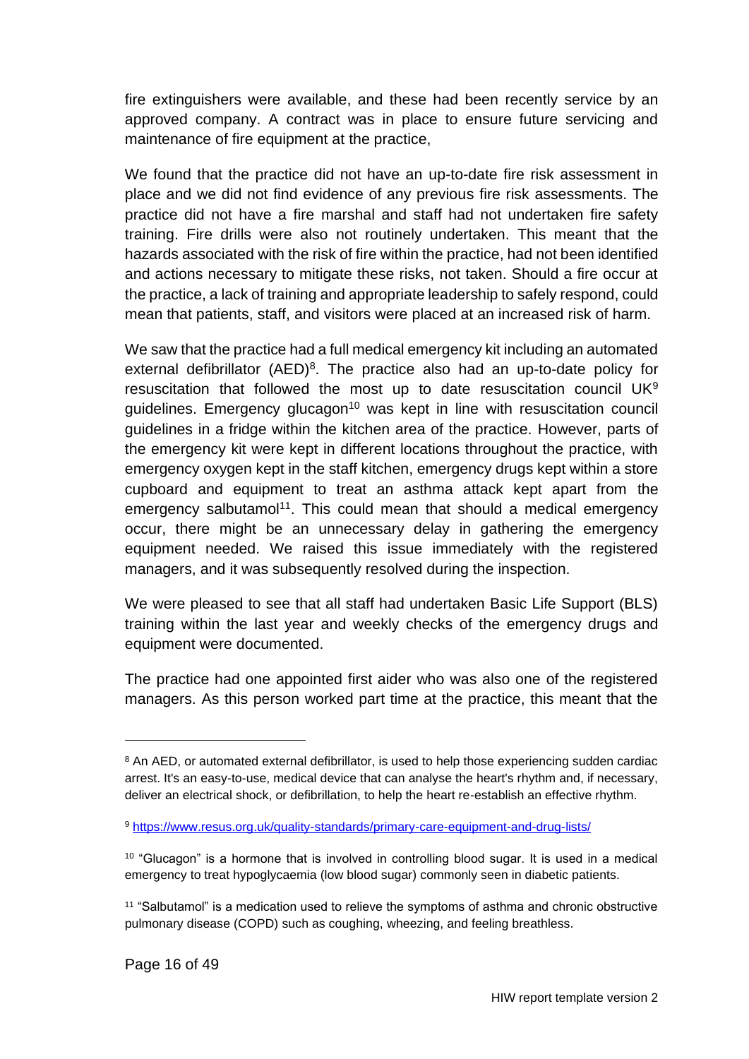fire extinguishers were available, and these had been recently service by an approved company. A contract was in place to ensure future servicing and maintenance of fire equipment at the practice,

We found that the practice did not have an up-to-date fire risk assessment in place and we did not find evidence of any previous fire risk assessments. The practice did not have a fire marshal and staff had not undertaken fire safety training. Fire drills were also not routinely undertaken. This meant that the hazards associated with the risk of fire within the practice, had not been identified and actions necessary to mitigate these risks, not taken. Should a fire occur at the practice, a lack of training and appropriate leadership to safely respond, could mean that patients, staff, and visitors were placed at an increased risk of harm.

We saw that the practice had a full medical emergency kit including an automated external defibrillator (AED)[8]. The practice also had an up-to-date policy for resuscitation that followed the most up to date resuscitation council UK[9] guidelines. Emergency glucagon[10] was kept in line with resuscitation council guidelines in a fridge within the kitchen area of the practice. However, parts of the emergency kit were kept in different locations throughout the practice, with emergency oxygen kept in the staff kitchen, emergency drugs kept within a store cupboard and equipment to treat an asthma attack kept apart from the emergency salbutamol[11]. This could mean that should a medical emergency occur, there might be an unnecessary delay in gathering the emergency equipment needed. We raised this issue immediately with the registered managers, and it was subsequently resolved during the inspection.

We were pleased to see that all staff had undertaken Basic Life Support (BLS) training within the last year and weekly checks of the emergency drugs and equipment were documented.

The practice had one appointed first aider who was also one of the registered managers. As this person worked part time at the practice, this meant that the

---

[8] An AED, or automated external defibrillator, is used to help those experiencing sudden cardiac arrest. It's an easy-to-use, medical device that can analyse the heart's rhythm and, if necessary, deliver an electrical shock, or defibrillation, to help the heart re-establish an effective rhythm.

[9] https://www.resus.org.uk/quality-standards/primary-care-equipment-and-drug-lists/

[10] "Glucagon" is a hormone that is involved in controlling blood sugar. It is used in a medical emergency to treat hypoglycaemia (low blood sugar) commonly seen in diabetic patients.

[11] "Salbutamol" is a medication used to relieve the symptoms of asthma and chronic obstructive pulmonary disease (COPD) such as coughing, wheezing, and feeling breathless.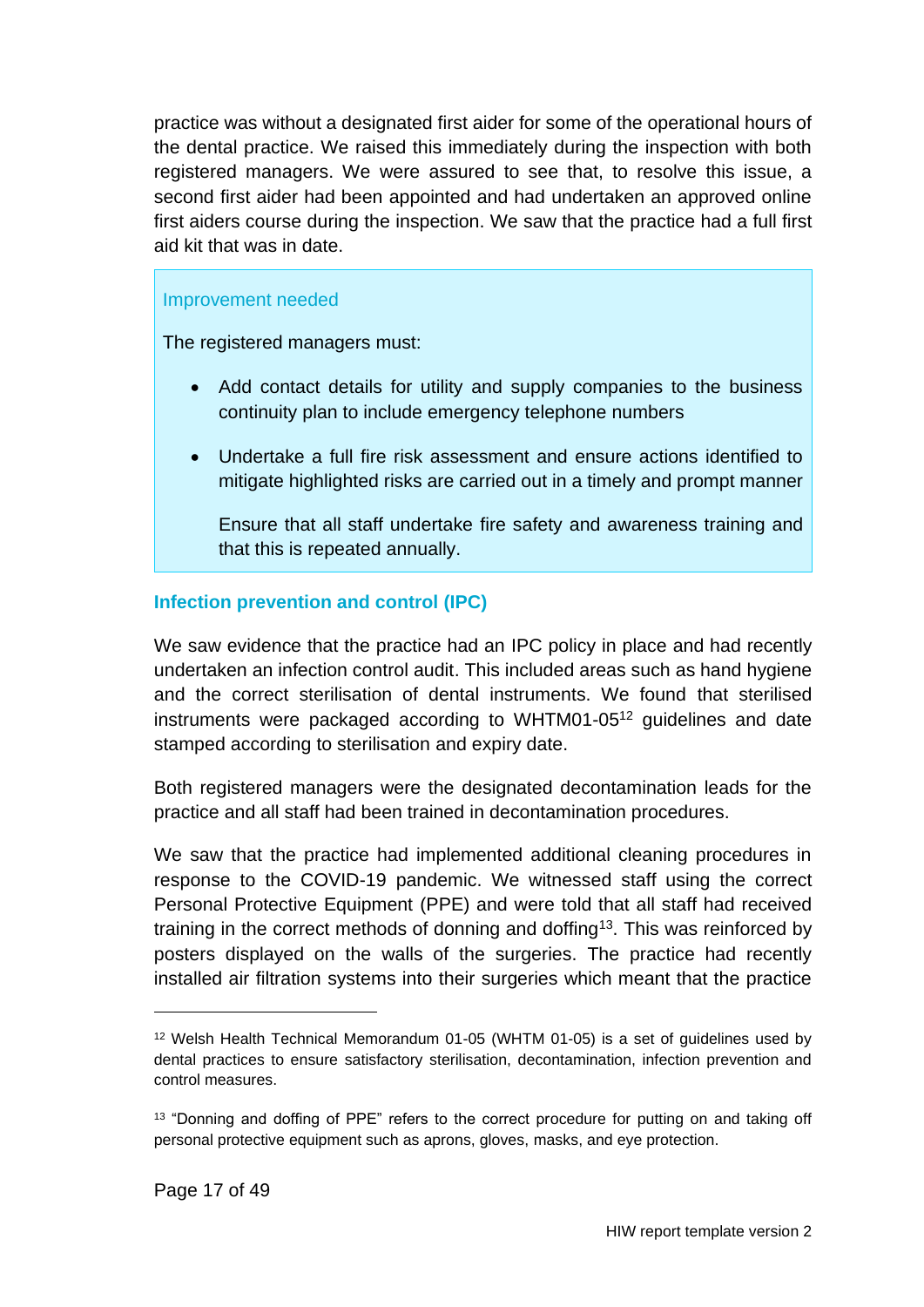practice was without a designated first aider for some of the operational hours of the dental practice. We raised this immediately during the inspection with both registered managers. We were assured to see that, to resolve this issue, a second first aider had been appointed and had undertaken an approved online first aiders course during the inspection. We saw that the practice had a full first aid kit that was in date.

> Improvement needed
>
> The registered managers must:
>
> - Add contact details for utility and supply companies to the business continuity plan to include emergency telephone numbers
> - Undertake a full fire risk assessment and ensure actions identified to mitigate highlighted risks are carried out in a timely and prompt manner
>
>   Ensure that all staff undertake fire safety and awareness training and that this is repeated annually.

### Infection prevention and control (IPC)

We saw evidence that the practice had an IPC policy in place and had recently undertaken an infection control audit. This included areas such as hand hygiene and the correct sterilisation of dental instruments. We found that sterilised instruments were packaged according to WHTM01-05[12] guidelines and date stamped according to sterilisation and expiry date.

Both registered managers were the designated decontamination leads for the practice and all staff had been trained in decontamination procedures.

We saw that the practice had implemented additional cleaning procedures in response to the COVID-19 pandemic. We witnessed staff using the correct Personal Protective Equipment (PPE) and were told that all staff had received training in the correct methods of donning and doffing[13]. This was reinforced by posters displayed on the walls of the surgeries. The practice had recently installed air filtration systems into their surgeries which meant that the practice

---

[12] Welsh Health Technical Memorandum 01-05 (WHTM 01-05) is a set of guidelines used by dental practices to ensure satisfactory sterilisation, decontamination, infection prevention and control measures.

[13] "Donning and doffing of PPE" refers to the correct procedure for putting on and taking off personal protective equipment such as aprons, gloves, masks, and eye protection.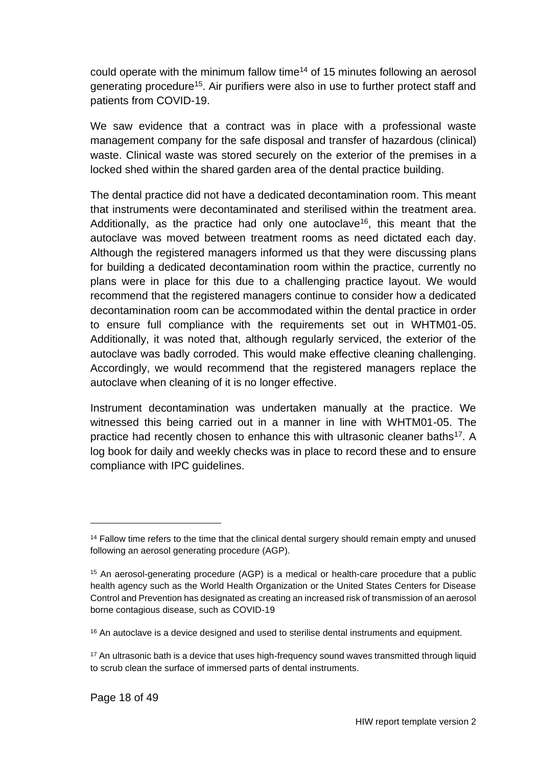could operate with the minimum fallow time[14] of 15 minutes following an aerosol generating procedure[15]. Air purifiers were also in use to further protect staff and patients from COVID-19.

We saw evidence that a contract was in place with a professional waste management company for the safe disposal and transfer of hazardous (clinical) waste. Clinical waste was stored securely on the exterior of the premises in a locked shed within the shared garden area of the dental practice building.

The dental practice did not have a dedicated decontamination room. This meant that instruments were decontaminated and sterilised within the treatment area. Additionally, as the practice had only one autoclave[16], this meant that the autoclave was moved between treatment rooms as need dictated each day. Although the registered managers informed us that they were discussing plans for building a dedicated decontamination room within the practice, currently no plans were in place for this due to a challenging practice layout. We would recommend that the registered managers continue to consider how a dedicated decontamination room can be accommodated within the dental practice in order to ensure full compliance with the requirements set out in WHTM01-05. Additionally, it was noted that, although regularly serviced, the exterior of the autoclave was badly corroded. This would make effective cleaning challenging. Accordingly, we would recommend that the registered managers replace the autoclave when cleaning of it is no longer effective.

Instrument decontamination was undertaken manually at the practice. We witnessed this being carried out in a manner in line with WHTM01-05. The practice had recently chosen to enhance this with ultrasonic cleaner baths[17]. A log book for daily and weekly checks was in place to record these and to ensure compliance with IPC guidelines.

---

[14] Fallow time refers to the time that the clinical dental surgery should remain empty and unused following an aerosol generating procedure (AGP).

[15] An aerosol-generating procedure (AGP) is a medical or health-care procedure that a public health agency such as the World Health Organization or the United States Centers for Disease Control and Prevention has designated as creating an increased risk of transmission of an aerosol borne contagious disease, such as COVID-19

[16] An autoclave is a device designed and used to sterilise dental instruments and equipment.

[17] An ultrasonic bath is a device that uses high-frequency sound waves transmitted through liquid to scrub clean the surface of immersed parts of dental instruments.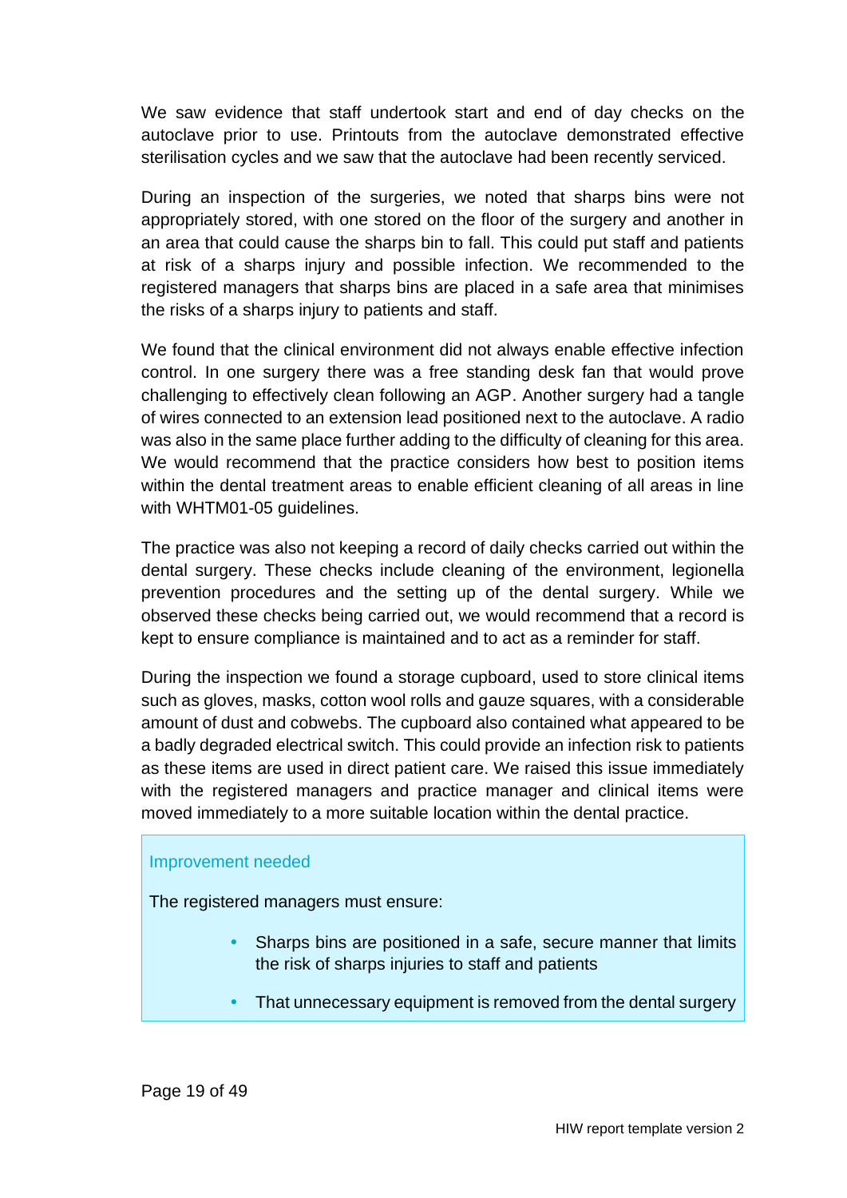We saw evidence that staff undertook start and end of day checks on the autoclave prior to use. Printouts from the autoclave demonstrated effective sterilisation cycles and we saw that the autoclave had been recently serviced.

During an inspection of the surgeries, we noted that sharps bins were not appropriately stored, with one stored on the floor of the surgery and another in an area that could cause the sharps bin to fall. This could put staff and patients at risk of a sharps injury and possible infection. We recommended to the registered managers that sharps bins are placed in a safe area that minimises the risks of a sharps injury to patients and staff.

We found that the clinical environment did not always enable effective infection control. In one surgery there was a free standing desk fan that would prove challenging to effectively clean following an AGP. Another surgery had a tangle of wires connected to an extension lead positioned next to the autoclave. A radio was also in the same place further adding to the difficulty of cleaning for this area. We would recommend that the practice considers how best to position items within the dental treatment areas to enable efficient cleaning of all areas in line with WHTM01-05 guidelines.

The practice was also not keeping a record of daily checks carried out within the dental surgery. These checks include cleaning of the environment, legionella prevention procedures and the setting up of the dental surgery. While we observed these checks being carried out, we would recommend that a record is kept to ensure compliance is maintained and to act as a reminder for staff.

During the inspection we found a storage cupboard, used to store clinical items such as gloves, masks, cotton wool rolls and gauze squares, with a considerable amount of dust and cobwebs. The cupboard also contained what appeared to be a badly degraded electrical switch. This could provide an infection risk to patients as these items are used in direct patient care. We raised this issue immediately with the registered managers and practice manager and clinical items were moved immediately to a more suitable location within the dental practice.

**Improvement needed**

The registered managers must ensure:

- Sharps bins are positioned in a safe, secure manner that limits the risk of sharps injuries to staff and patients
- That unnecessary equipment is removed from the dental surgery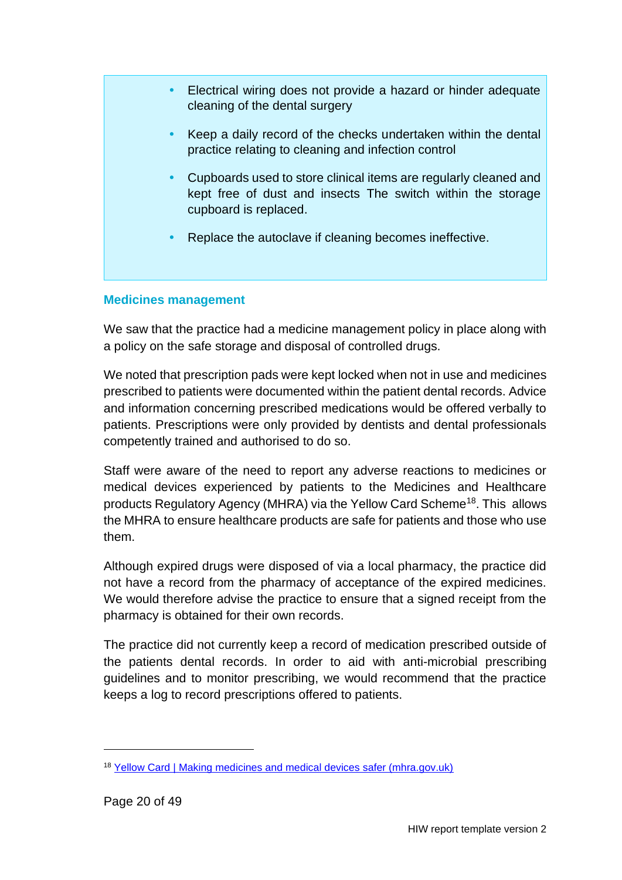- Electrical wiring does not provide a hazard or hinder adequate cleaning of the dental surgery
- Keep a daily record of the checks undertaken within the dental practice relating to cleaning and infection control
- Cupboards used to store clinical items are regularly cleaned and kept free of dust and insects The switch within the storage cupboard is replaced.
- Replace the autoclave if cleaning becomes ineffective.

### Medicines management

We saw that the practice had a medicine management policy in place along with a policy on the safe storage and disposal of controlled drugs.

We noted that prescription pads were kept locked when not in use and medicines prescribed to patients were documented within the patient dental records. Advice and information concerning prescribed medications would be offered verbally to patients. Prescriptions were only provided by dentists and dental professionals competently trained and authorised to do so.

Staff were aware of the need to report any adverse reactions to medicines or medical devices experienced by patients to the Medicines and Healthcare products Regulatory Agency (MHRA) via the Yellow Card Scheme[18]. This allows the MHRA to ensure healthcare products are safe for patients and those who use them.

Although expired drugs were disposed of via a local pharmacy, the practice did not have a record from the pharmacy of acceptance of the expired medicines. We would therefore advise the practice to ensure that a signed receipt from the pharmacy is obtained for their own records.

The practice did not currently keep a record of medication prescribed outside of the patients dental records. In order to aid with anti-microbial prescribing guidelines and to monitor prescribing, we would recommend that the practice keeps a log to record prescriptions offered to patients.

[18] Yellow Card | Making medicines and medical devices safer (mhra.gov.uk)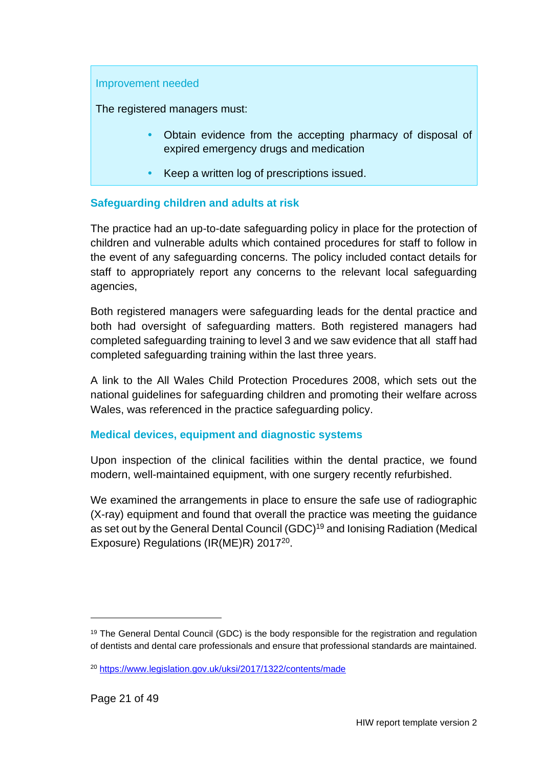Improvement needed

The registered managers must:

- Obtain evidence from the accepting pharmacy of disposal of expired emergency drugs and medication
- Keep a written log of prescriptions issued.

### Safeguarding children and adults at risk

The practice had an up-to-date safeguarding policy in place for the protection of children and vulnerable adults which contained procedures for staff to follow in the event of any safeguarding concerns. The policy included contact details for staff to appropriately report any concerns to the relevant local safeguarding agencies,

Both registered managers were safeguarding leads for the dental practice and both had oversight of safeguarding matters. Both registered managers had completed safeguarding training to level 3 and we saw evidence that all staff had completed safeguarding training within the last three years.

A link to the All Wales Child Protection Procedures 2008, which sets out the national guidelines for safeguarding children and promoting their welfare across Wales, was referenced in the practice safeguarding policy.

### Medical devices, equipment and diagnostic systems

Upon inspection of the clinical facilities within the dental practice, we found modern, well-maintained equipment, with one surgery recently refurbished.

We examined the arrangements in place to ensure the safe use of radiographic (X-ray) equipment and found that overall the practice was meeting the guidance as set out by the General Dental Council (GDC)[19] and Ionising Radiation (Medical Exposure) Regulations (IR(ME)R) 2017[20].

---

[19] The General Dental Council (GDC) is the body responsible for the registration and regulation of dentists and dental care professionals and ensure that professional standards are maintained.

[20] https://www.legislation.gov.uk/uksi/2017/1322/contents/made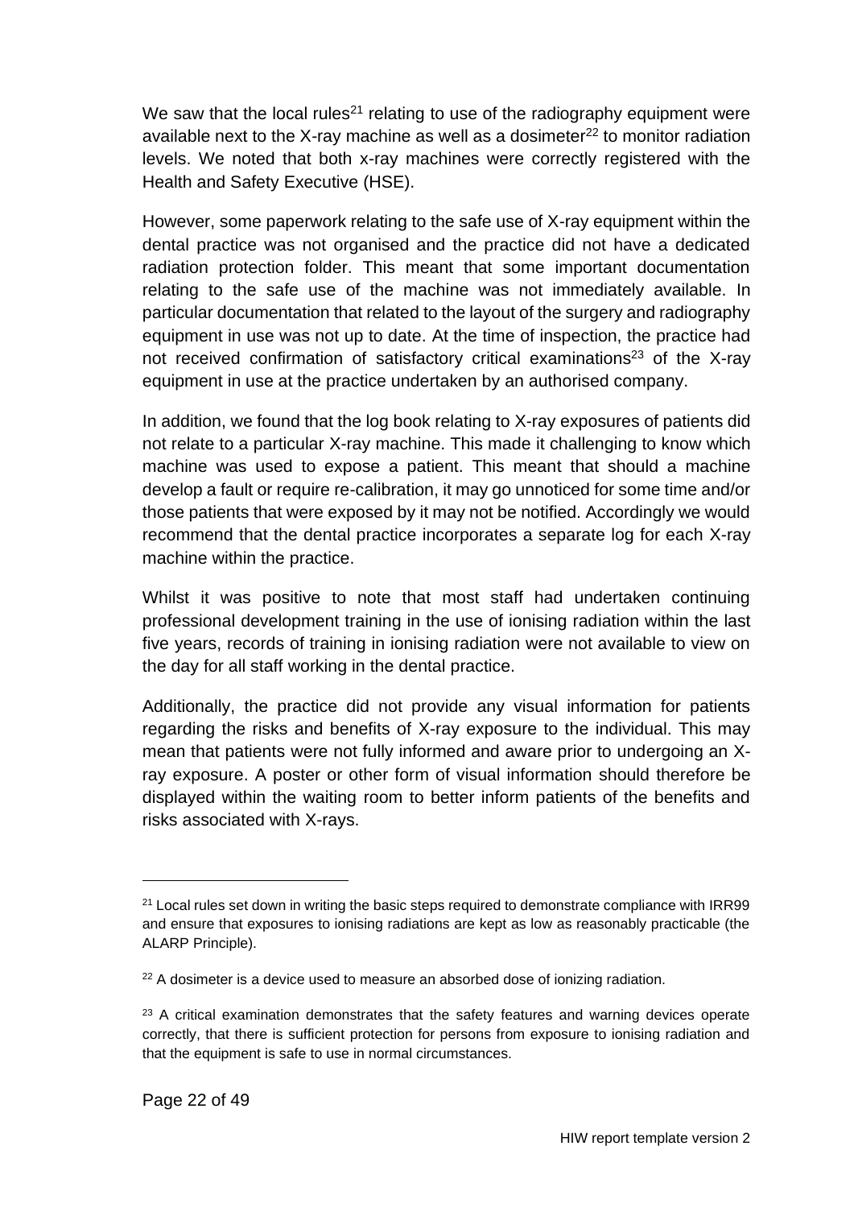We saw that the local rules[21] relating to use of the radiography equipment were available next to the X-ray machine as well as a dosimeter[22] to monitor radiation levels. We noted that both x-ray machines were correctly registered with the Health and Safety Executive (HSE).

However, some paperwork relating to the safe use of X-ray equipment within the dental practice was not organised and the practice did not have a dedicated radiation protection folder. This meant that some important documentation relating to the safe use of the machine was not immediately available. In particular documentation that related to the layout of the surgery and radiography equipment in use was not up to date. At the time of inspection, the practice had not received confirmation of satisfactory critical examinations[23] of the X-ray equipment in use at the practice undertaken by an authorised company.

In addition, we found that the log book relating to X-ray exposures of patients did not relate to a particular X-ray machine. This made it challenging to know which machine was used to expose a patient. This meant that should a machine develop a fault or require re-calibration, it may go unnoticed for some time and/or those patients that were exposed by it may not be notified. Accordingly we would recommend that the dental practice incorporates a separate log for each X-ray machine within the practice.

Whilst it was positive to note that most staff had undertaken continuing professional development training in the use of ionising radiation within the last five years, records of training in ionising radiation were not available to view on the day for all staff working in the dental practice.

Additionally, the practice did not provide any visual information for patients regarding the risks and benefits of X-ray exposure to the individual. This may mean that patients were not fully informed and aware prior to undergoing an X-ray exposure. A poster or other form of visual information should therefore be displayed within the waiting room to better inform patients of the benefits and risks associated with X-rays.

---

[21] Local rules set down in writing the basic steps required to demonstrate compliance with IRR99 and ensure that exposures to ionising radiations are kept as low as reasonably practicable (the ALARP Principle).

[22] A dosimeter is a device used to measure an absorbed dose of ionizing radiation.

[23] A critical examination demonstrates that the safety features and warning devices operate correctly, that there is sufficient protection for persons from exposure to ionising radiation and that the equipment is safe to use in normal circumstances.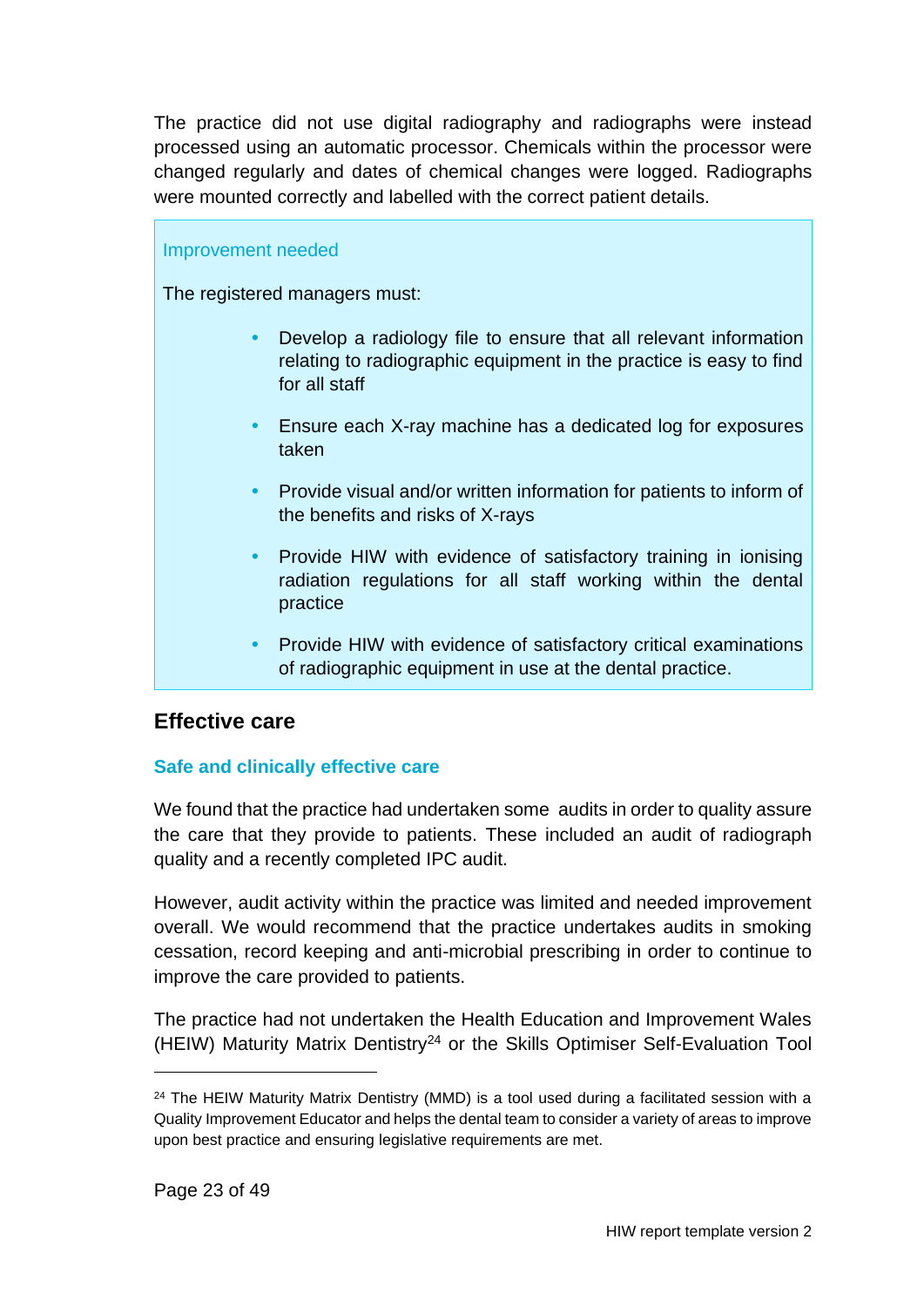The practice did not use digital radiography and radiographs were instead processed using an automatic processor. Chemicals within the processor were changed regularly and dates of chemical changes were logged. Radiographs were mounted correctly and labelled with the correct patient details.

**Improvement needed**

The registered managers must:

- Develop a radiology file to ensure that all relevant information relating to radiographic equipment in the practice is easy to find for all staff
- Ensure each X-ray machine has a dedicated log for exposures taken
- Provide visual and/or written information for patients to inform of the benefits and risks of X-rays
- Provide HIW with evidence of satisfactory training in ionising radiation regulations for all staff working within the dental practice
- Provide HIW with evidence of satisfactory critical examinations of radiographic equipment in use at the dental practice.

## Effective care

### Safe and clinically effective care

We found that the practice had undertaken some audits in order to quality assure the care that they provide to patients. These included an audit of radiograph quality and a recently completed IPC audit.

However, audit activity within the practice was limited and needed improvement overall. We would recommend that the practice undertakes audits in smoking cessation, record keeping and anti-microbial prescribing in order to continue to improve the care provided to patients.

The practice had not undertaken the Health Education and Improvement Wales (HEIW) Maturity Matrix Dentistry[24] or the Skills Optimiser Self-Evaluation Tool

---

[24] The HEIW Maturity Matrix Dentistry (MMD) is a tool used during a facilitated session with a Quality Improvement Educator and helps the dental team to consider a variety of areas to improve upon best practice and ensuring legislative requirements are met.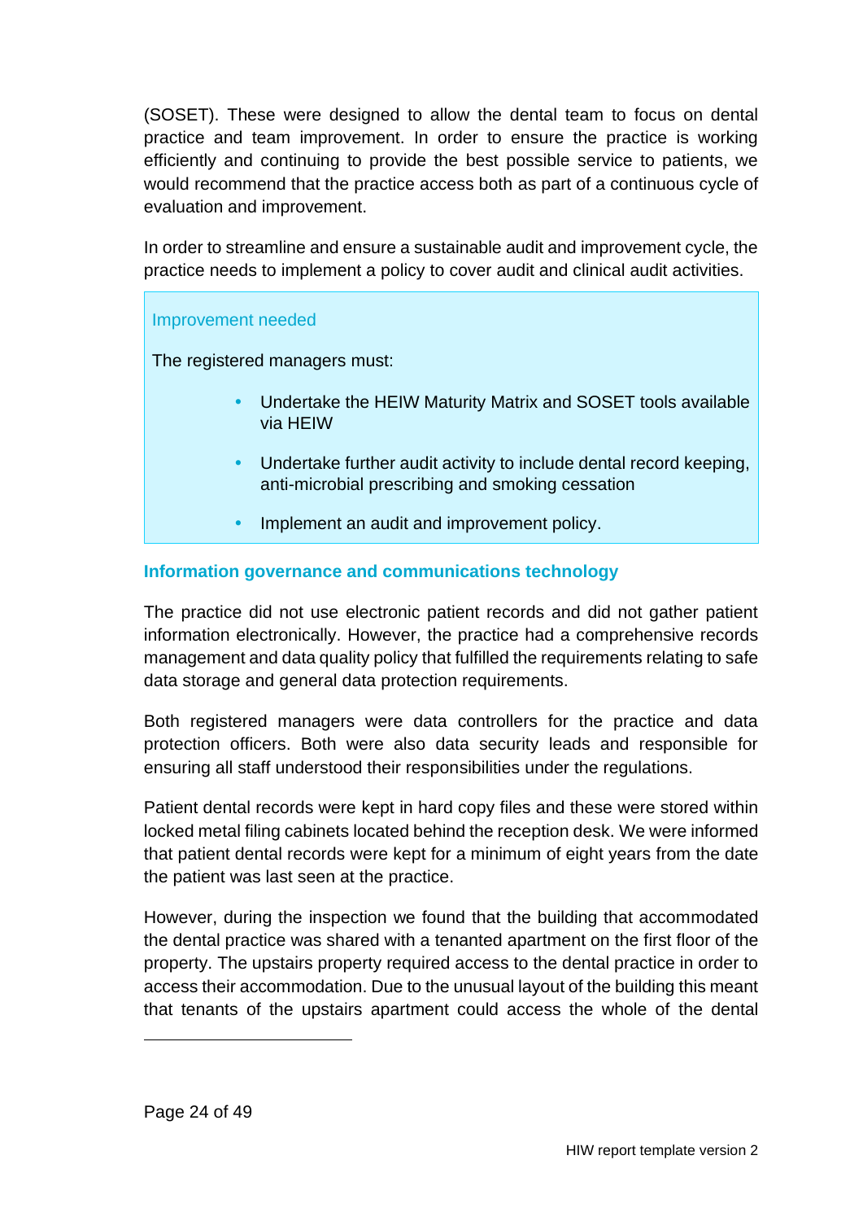(SOSET). These were designed to allow the dental team to focus on dental practice and team improvement. In order to ensure the practice is working efficiently and continuing to provide the best possible service to patients, we would recommend that the practice access both as part of a continuous cycle of evaluation and improvement.

In order to streamline and ensure a sustainable audit and improvement cycle, the practice needs to implement a policy to cover audit and clinical audit activities.

> Improvement needed
>
> The registered managers must:
>
> - Undertake the HEIW Maturity Matrix and SOSET tools available via HEIW
> - Undertake further audit activity to include dental record keeping, anti-microbial prescribing and smoking cessation
> - Implement an audit and improvement policy.

### Information governance and communications technology

The practice did not use electronic patient records and did not gather patient information electronically. However, the practice had a comprehensive records management and data quality policy that fulfilled the requirements relating to safe data storage and general data protection requirements.

Both registered managers were data controllers for the practice and data protection officers. Both were also data security leads and responsible for ensuring all staff understood their responsibilities under the regulations.

Patient dental records were kept in hard copy files and these were stored within locked metal filing cabinets located behind the reception desk. We were informed that patient dental records were kept for a minimum of eight years from the date the patient was last seen at the practice.

However, during the inspection we found that the building that accommodated the dental practice was shared with a tenanted apartment on the first floor of the property. The upstairs property required access to the dental practice in order to access their accommodation. Due to the unusual layout of the building this meant that tenants of the upstairs apartment could access the whole of the dental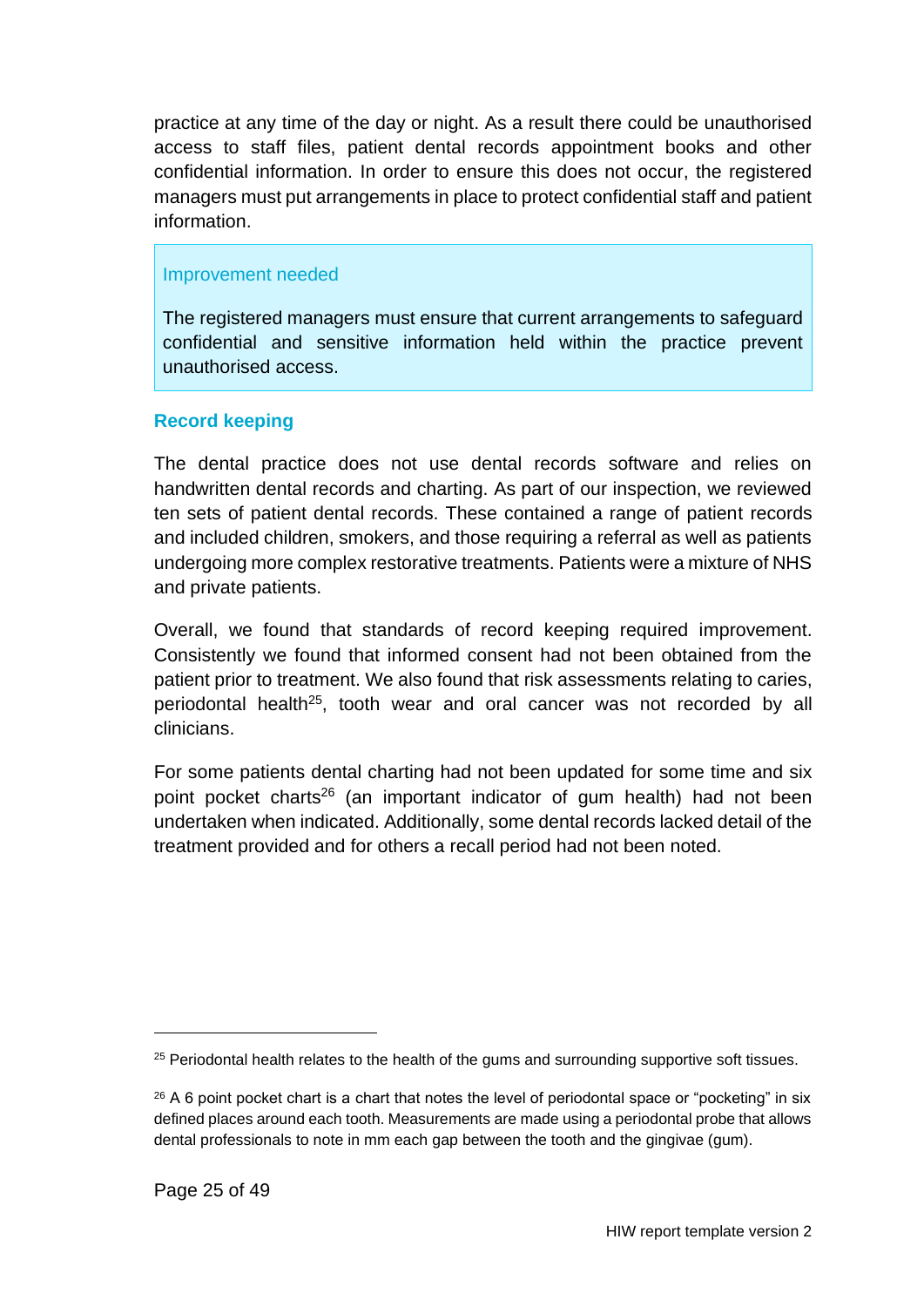practice at any time of the day or night. As a result there could be unauthorised access to staff files, patient dental records appointment books and other confidential information. In order to ensure this does not occur, the registered managers must put arrangements in place to protect confidential staff and patient information.

> Improvement needed
>
> The registered managers must ensure that current arrangements to safeguard confidential and sensitive information held within the practice prevent unauthorised access.

### Record keeping

The dental practice does not use dental records software and relies on handwritten dental records and charting. As part of our inspection, we reviewed ten sets of patient dental records. These contained a range of patient records and included children, smokers, and those requiring a referral as well as patients undergoing more complex restorative treatments. Patients were a mixture of NHS and private patients.

Overall, we found that standards of record keeping required improvement. Consistently we found that informed consent had not been obtained from the patient prior to treatment. We also found that risk assessments relating to caries, periodontal health[25], tooth wear and oral cancer was not recorded by all clinicians.

For some patients dental charting had not been updated for some time and six point pocket charts[26] (an important indicator of gum health) had not been undertaken when indicated. Additionally, some dental records lacked detail of the treatment provided and for others a recall period had not been noted.

---

[25] Periodontal health relates to the health of the gums and surrounding supportive soft tissues.

[26] A 6 point pocket chart is a chart that notes the level of periodontal space or "pocketing" in six defined places around each tooth. Measurements are made using a periodontal probe that allows dental professionals to note in mm each gap between the tooth and the gingivae (gum).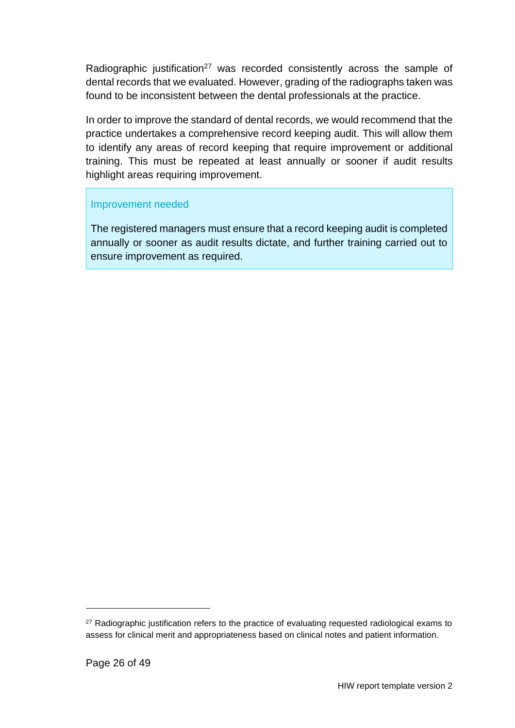Radiographic justification[27] was recorded consistently across the sample of dental records that we evaluated. However, grading of the radiographs taken was found to be inconsistent between the dental professionals at the practice.

In order to improve the standard of dental records, we would recommend that the practice undertakes a comprehensive record keeping audit. This will allow them to identify any areas of record keeping that require improvement or additional training. This must be repeated at least annually or sooner if audit results highlight areas requiring improvement.

> Improvement needed
>
> The registered managers must ensure that a record keeping audit is completed annually or sooner as audit results dictate, and further training carried out to ensure improvement as required.

---

[27] Radiographic justification refers to the practice of evaluating requested radiological exams to assess for clinical merit and appropriateness based on clinical notes and patient information.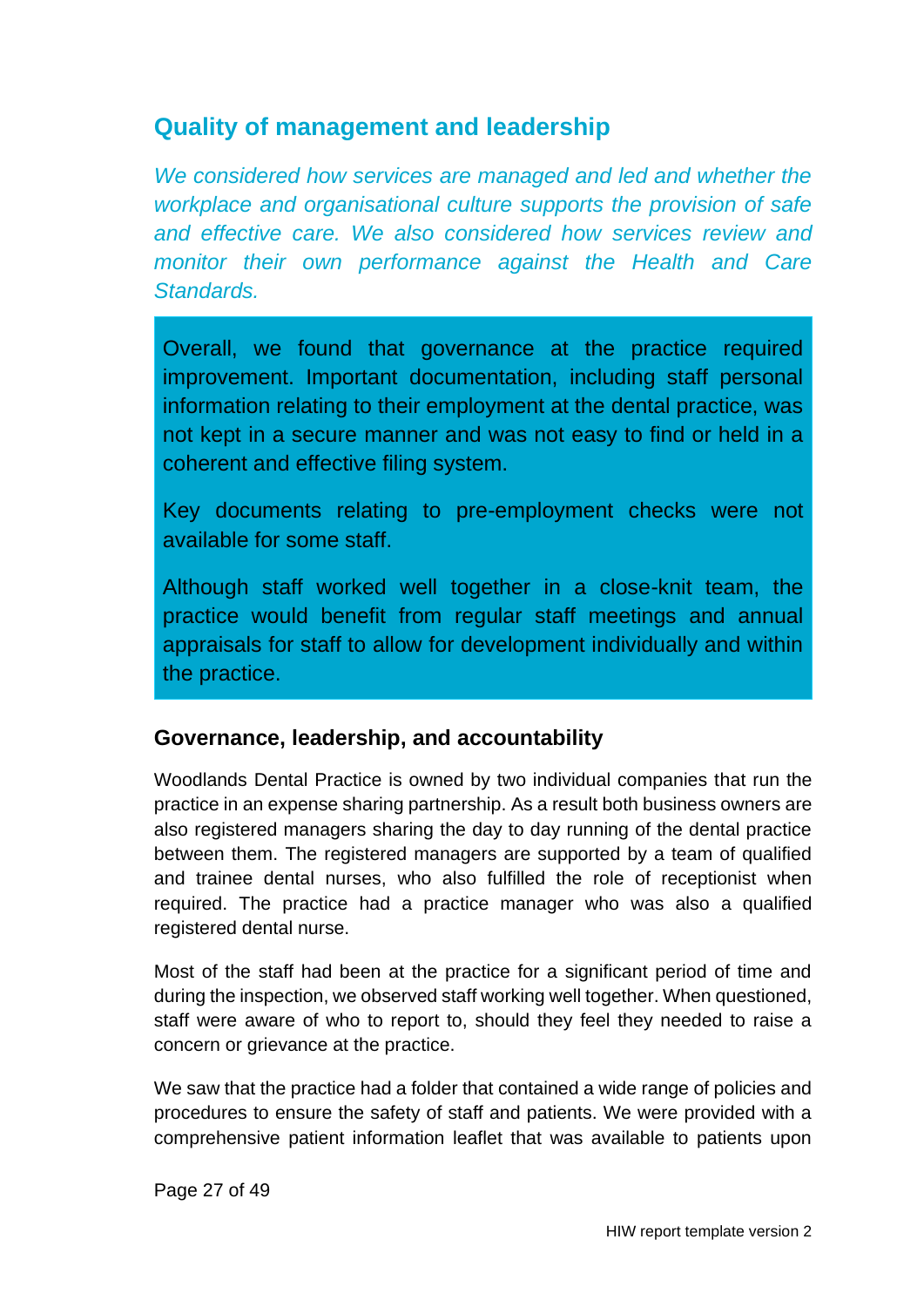## Quality of management and leadership

*We considered how services are managed and led and whether the workplace and organisational culture supports the provision of safe and effective care. We also considered how services review and monitor their own performance against the Health and Care Standards.*

Overall, we found that governance at the practice required improvement. Important documentation, including staff personal information relating to their employment at the dental practice, was not kept in a secure manner and was not easy to find or held in a coherent and effective filing system.

Key documents relating to pre-employment checks were not available for some staff.

Although staff worked well together in a close-knit team, the practice would benefit from regular staff meetings and annual appraisals for staff to allow for development individually and within the practice.

### Governance, leadership, and accountability

Woodlands Dental Practice is owned by two individual companies that run the practice in an expense sharing partnership. As a result both business owners are also registered managers sharing the day to day running of the dental practice between them. The registered managers are supported by a team of qualified and trainee dental nurses, who also fulfilled the role of receptionist when required. The practice had a practice manager who was also a qualified registered dental nurse.

Most of the staff had been at the practice for a significant period of time and during the inspection, we observed staff working well together. When questioned, staff were aware of who to report to, should they feel they needed to raise a concern or grievance at the practice.

We saw that the practice had a folder that contained a wide range of policies and procedures to ensure the safety of staff and patients. We were provided with a comprehensive patient information leaflet that was available to patients upon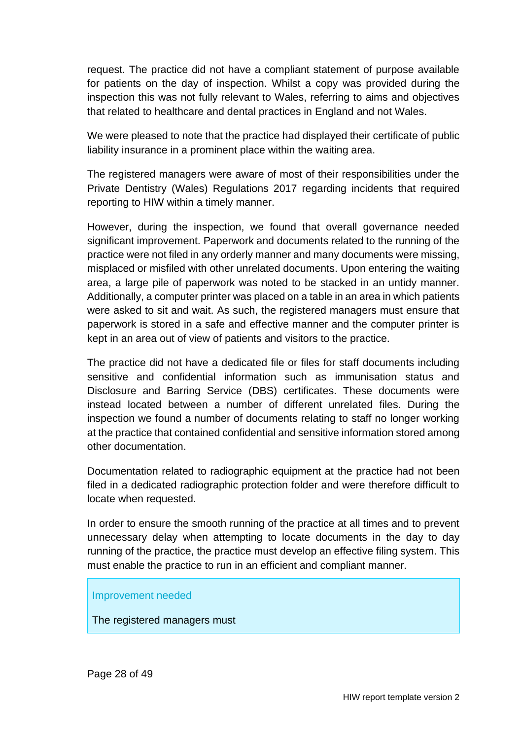request. The practice did not have a compliant statement of purpose available for patients on the day of inspection. Whilst a copy was provided during the inspection this was not fully relevant to Wales, referring to aims and objectives that related to healthcare and dental practices in England and not Wales.

We were pleased to note that the practice had displayed their certificate of public liability insurance in a prominent place within the waiting area.

The registered managers were aware of most of their responsibilities under the Private Dentistry (Wales) Regulations 2017 regarding incidents that required reporting to HIW within a timely manner.

However, during the inspection, we found that overall governance needed significant improvement. Paperwork and documents related to the running of the practice were not filed in any orderly manner and many documents were missing, misplaced or misfiled with other unrelated documents. Upon entering the waiting area, a large pile of paperwork was noted to be stacked in an untidy manner. Additionally, a computer printer was placed on a table in an area in which patients were asked to sit and wait. As such, the registered managers must ensure that paperwork is stored in a safe and effective manner and the computer printer is kept in an area out of view of patients and visitors to the practice.

The practice did not have a dedicated file or files for staff documents including sensitive and confidential information such as immunisation status and Disclosure and Barring Service (DBS) certificates. These documents were instead located between a number of different unrelated files. During the inspection we found a number of documents relating to staff no longer working at the practice that contained confidential and sensitive information stored among other documentation.

Documentation related to radiographic equipment at the practice had not been filed in a dedicated radiographic protection folder and were therefore difficult to locate when requested.

In order to ensure the smooth running of the practice at all times and to prevent unnecessary delay when attempting to locate documents in the day to day running of the practice, the practice must develop an effective filing system. This must enable the practice to run in an efficient and compliant manner.

**Improvement needed**

The registered managers must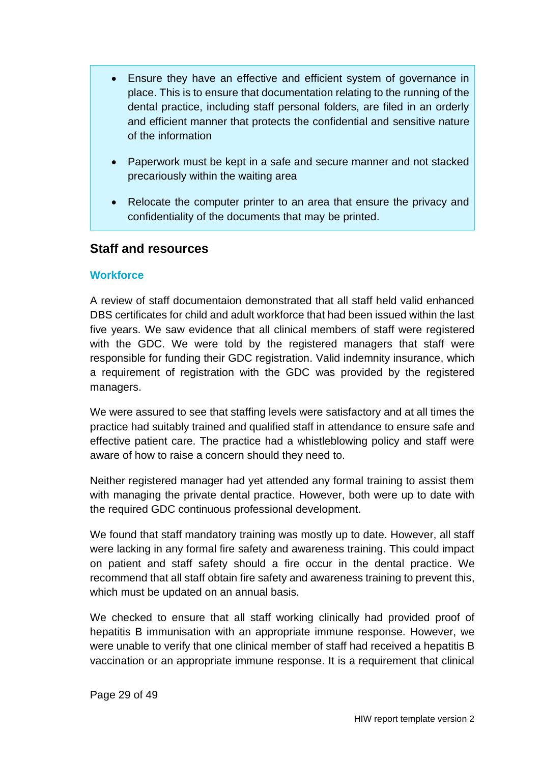- Ensure they have an effective and efficient system of governance in place. This is to ensure that documentation relating to the running of the dental practice, including staff personal folders, are filed in an orderly and efficient manner that protects the confidential and sensitive nature of the information

- Paperwork must be kept in a safe and secure manner and not stacked precariously within the waiting area

- Relocate the computer printer to an area that ensure the privacy and confidentiality of the documents that may be printed.

## Staff and resources

### Workforce

A review of staff documentaion demonstrated that all staff held valid enhanced DBS certificates for child and adult workforce that had been issued within the last five years. We saw evidence that all clinical members of staff were registered with the GDC. We were told by the registered managers that staff were responsible for funding their GDC registration. Valid indemnity insurance, which a requirement of registration with the GDC was provided by the registered managers.

We were assured to see that staffing levels were satisfactory and at all times the practice had suitably trained and qualified staff in attendance to ensure safe and effective patient care. The practice had a whistleblowing policy and staff were aware of how to raise a concern should they need to.

Neither registered manager had yet attended any formal training to assist them with managing the private dental practice. However, both were up to date with the required GDC continuous professional development.

We found that staff mandatory training was mostly up to date. However, all staff were lacking in any formal fire safety and awareness training. This could impact on patient and staff safety should a fire occur in the dental practice. We recommend that all staff obtain fire safety and awareness training to prevent this, which must be updated on an annual basis.

We checked to ensure that all staff working clinically had provided proof of hepatitis B immunisation with an appropriate immune response. However, we were unable to verify that one clinical member of staff had received a hepatitis B vaccination or an appropriate immune response. It is a requirement that clinical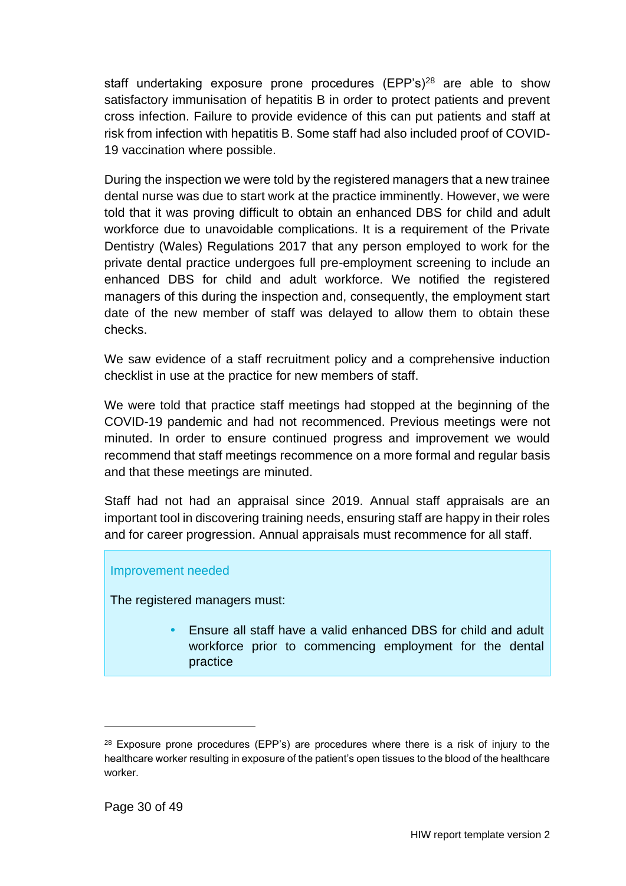staff undertaking exposure prone procedures (EPP's)[28] are able to show satisfactory immunisation of hepatitis B in order to protect patients and prevent cross infection. Failure to provide evidence of this can put patients and staff at risk from infection with hepatitis B. Some staff had also included proof of COVID-19 vaccination where possible.

During the inspection we were told by the registered managers that a new trainee dental nurse was due to start work at the practice imminently. However, we were told that it was proving difficult to obtain an enhanced DBS for child and adult workforce due to unavoidable complications. It is a requirement of the Private Dentistry (Wales) Regulations 2017 that any person employed to work for the private dental practice undergoes full pre-employment screening to include an enhanced DBS for child and adult workforce. We notified the registered managers of this during the inspection and, consequently, the employment start date of the new member of staff was delayed to allow them to obtain these checks.

We saw evidence of a staff recruitment policy and a comprehensive induction checklist in use at the practice for new members of staff.

We were told that practice staff meetings had stopped at the beginning of the COVID-19 pandemic and had not recommenced. Previous meetings were not minuted. In order to ensure continued progress and improvement we would recommend that staff meetings recommence on a more formal and regular basis and that these meetings are minuted.

Staff had not had an appraisal since 2019. Annual staff appraisals are an important tool in discovering training needs, ensuring staff are happy in their roles and for career progression. Annual appraisals must recommence for all staff.

**Improvement needed**

The registered managers must:

- Ensure all staff have a valid enhanced DBS for child and adult workforce prior to commencing employment for the dental practice

---

[28] Exposure prone procedures (EPP's) are procedures where there is a risk of injury to the healthcare worker resulting in exposure of the patient's open tissues to the blood of the healthcare worker.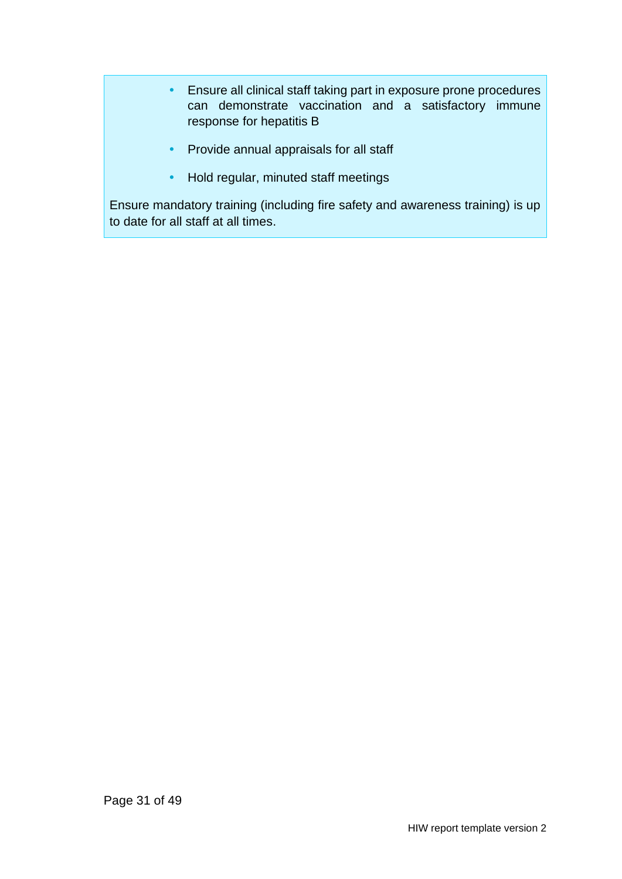- Ensure all clinical staff taking part in exposure prone procedures can demonstrate vaccination and a satisfactory immune response for hepatitis B
- Provide annual appraisals for all staff
- Hold regular, minuted staff meetings

Ensure mandatory training (including fire safety and awareness training) is up to date for all staff at all times.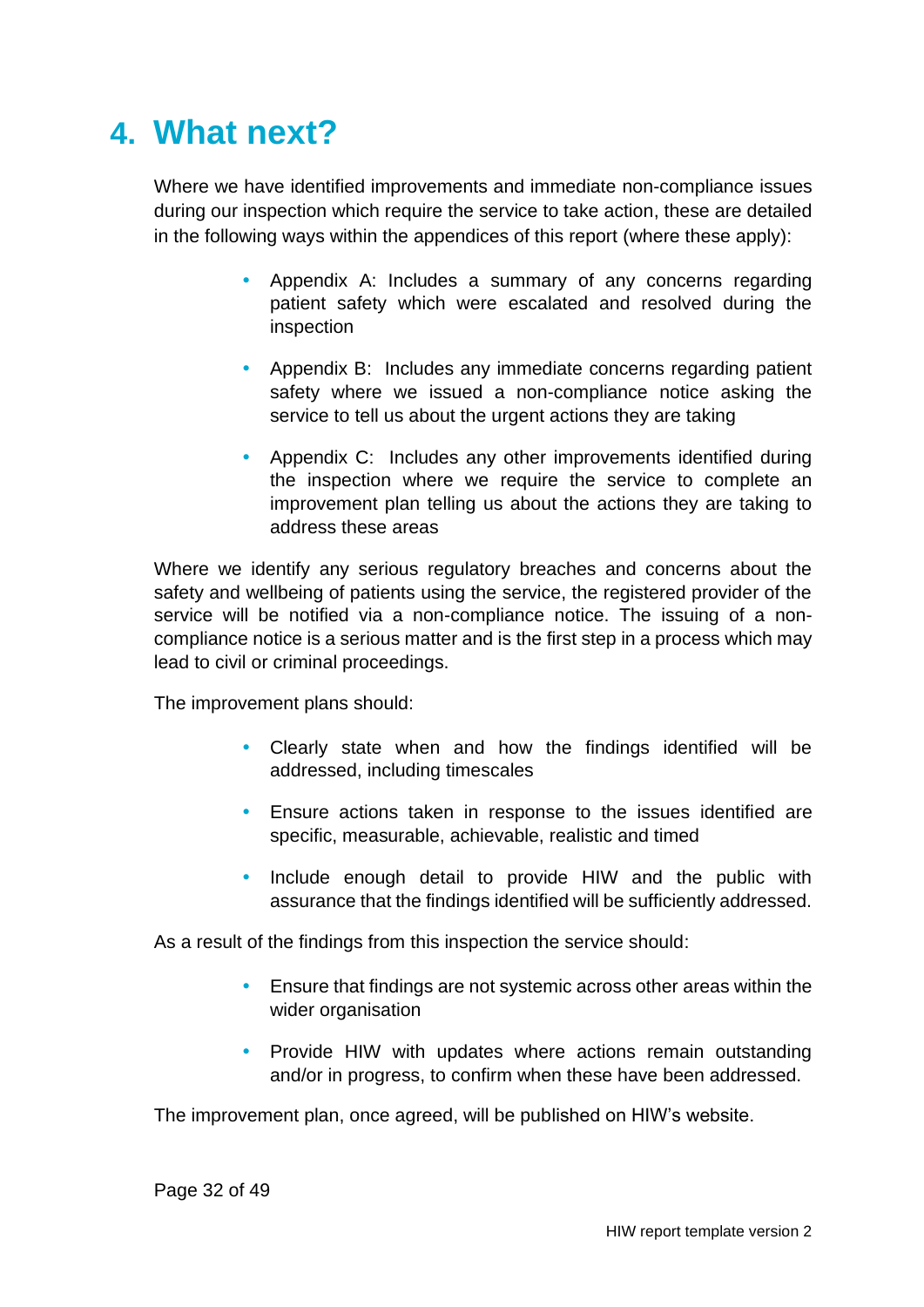# 4. What next?

Where we have identified improvements and immediate non-compliance issues during our inspection which require the service to take action, these are detailed in the following ways within the appendices of this report (where these apply):

- Appendix A: Includes a summary of any concerns regarding patient safety which were escalated and resolved during the inspection
- Appendix B: Includes any immediate concerns regarding patient safety where we issued a non-compliance notice asking the service to tell us about the urgent actions they are taking
- Appendix C: Includes any other improvements identified during the inspection where we require the service to complete an improvement plan telling us about the actions they are taking to address these areas

Where we identify any serious regulatory breaches and concerns about the safety and wellbeing of patients using the service, the registered provider of the service will be notified via a non-compliance notice. The issuing of a non-compliance notice is a serious matter and is the first step in a process which may lead to civil or criminal proceedings.

The improvement plans should:

- Clearly state when and how the findings identified will be addressed, including timescales
- Ensure actions taken in response to the issues identified are specific, measurable, achievable, realistic and timed
- Include enough detail to provide HIW and the public with assurance that the findings identified will be sufficiently addressed.

As a result of the findings from this inspection the service should:

- Ensure that findings are not systemic across other areas within the wider organisation
- Provide HIW with updates where actions remain outstanding and/or in progress, to confirm when these have been addressed.

The improvement plan, once agreed, will be published on HIW's website.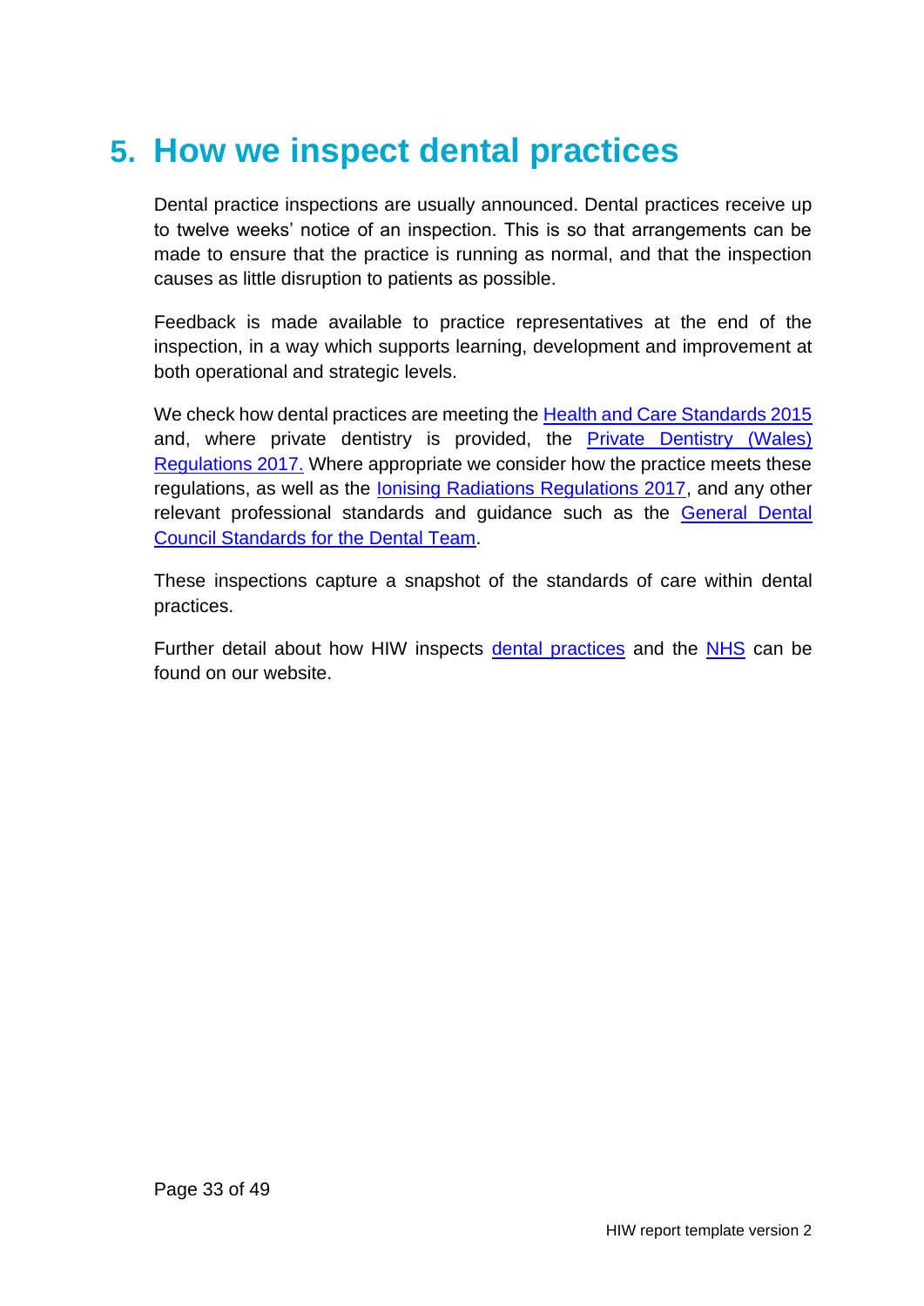# 5. How we inspect dental practices

Dental practice inspections are usually announced. Dental practices receive up to twelve weeks' notice of an inspection. This is so that arrangements can be made to ensure that the practice is running as normal, and that the inspection causes as little disruption to patients as possible.

Feedback is made available to practice representatives at the end of the inspection, in a way which supports learning, development and improvement at both operational and strategic levels.

We check how dental practices are meeting the Health and Care Standards 2015 and, where private dentistry is provided, the Private Dentistry (Wales) Regulations 2017. Where appropriate we consider how the practice meets these regulations, as well as the Ionising Radiations Regulations 2017, and any other relevant professional standards and guidance such as the General Dental Council Standards for the Dental Team.

These inspections capture a snapshot of the standards of care within dental practices.

Further detail about how HIW inspects dental practices and the NHS can be found on our website.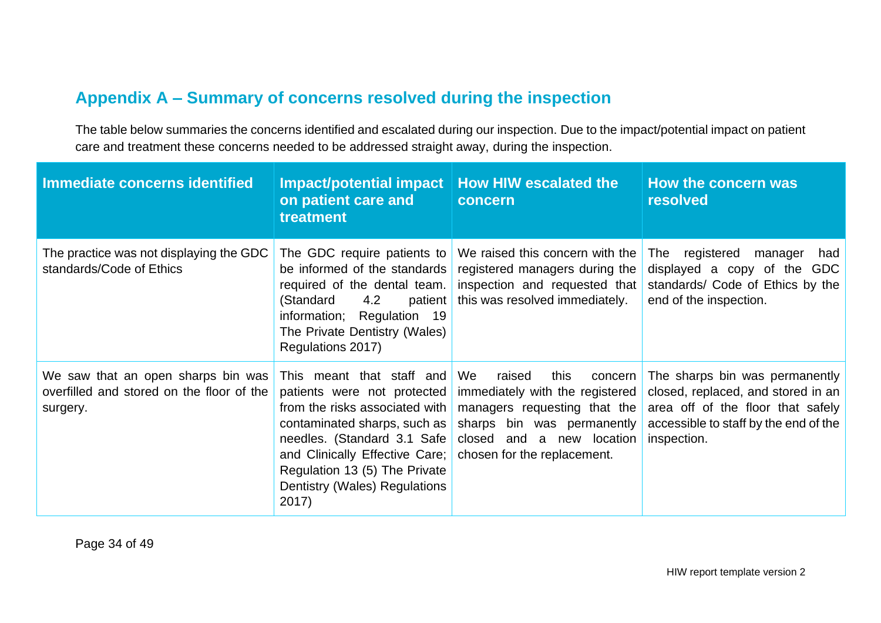## Appendix A – Summary of concerns resolved during the inspection

The table below summaries the concerns identified and escalated during our inspection. Due to the impact/potential impact on patient care and treatment these concerns needed to be addressed straight away, during the inspection.

| Immediate concerns identified | Impact/potential impact on patient care and treatment | How HIW escalated the concern | How the concern was resolved |
|---|---|---|---|
| The practice was not displaying the GDC standards/Code of Ethics | The GDC require patients to be informed of the standards required of the dental team. (Standard 4.2 patient information; Regulation 19 The Private Dentistry (Wales) Regulations 2017) | We raised this concern with the registered managers during the inspection and requested that this was resolved immediately. | The registered manager had displayed a copy of the GDC standards/ Code of Ethics by the end of the inspection. |
| We saw that an open sharps bin was overfilled and stored on the floor of the surgery. | This meant that staff and patients were not protected from the risks associated with contaminated sharps, such as needles. (Standard 3.1 Safe and Clinically Effective Care; Regulation 13 (5) The Private Dentistry (Wales) Regulations 2017) | We raised this concern immediately with the registered managers requesting that the sharps bin was permanently closed and a new location chosen for the replacement. | The sharps bin was permanently closed, replaced, and stored in an area off of the floor that safely accessible to staff by the end of the inspection. |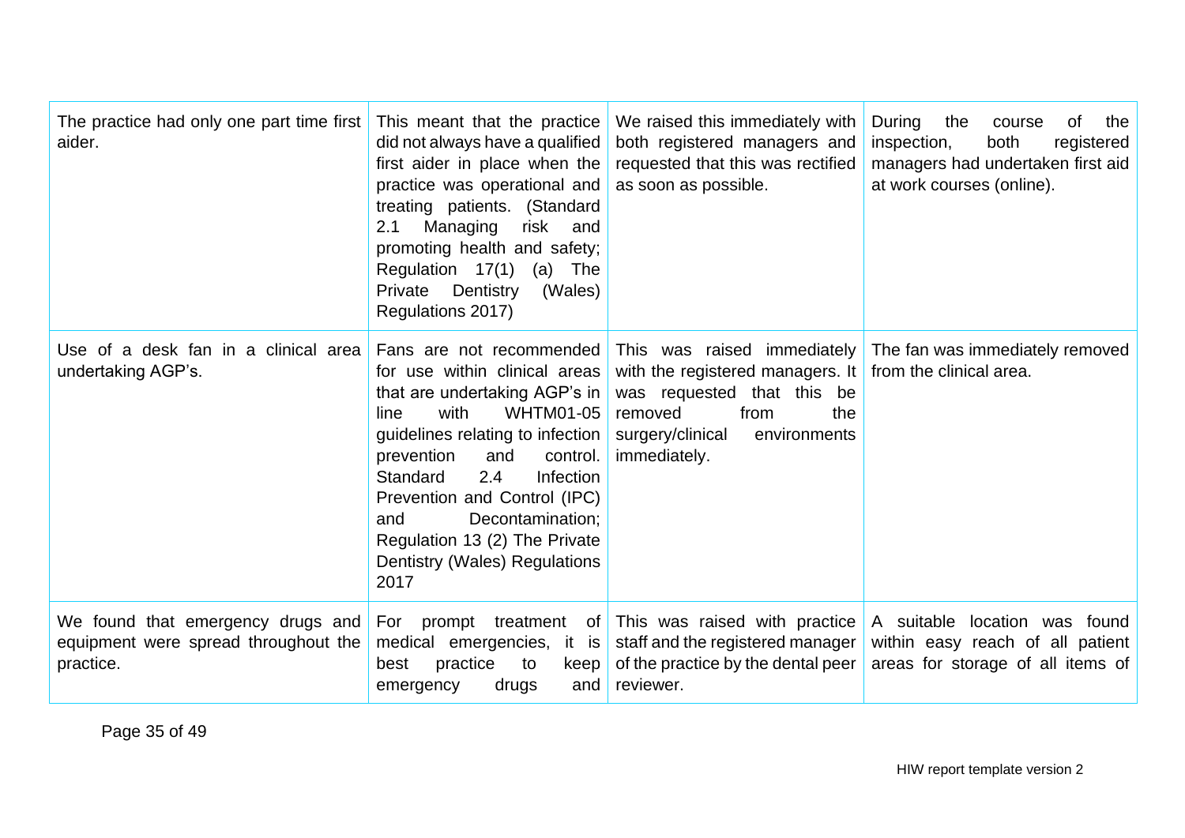| | | | |
|---|---|---|---|
| The practice had only one part time first aider. | This meant that the practice did not always have a qualified first aider in place when the practice was operational and treating patients. (Standard 2.1 Managing risk and promoting health and safety; Regulation 17(1) (a) The Private Dentistry (Wales) Regulations 2017) | We raised this immediately with both registered managers and requested that this was rectified as soon as possible. | During the course of the inspection, both registered managers had undertaken first aid at work courses (online). |
| Use of a desk fan in a clinical area undertaking AGP's. | Fans are not recommended for use within clinical areas that are undertaking AGP's in line with WHTM01-05 guidelines relating to infection prevention and control. Standard 2.4 Infection Prevention and Control (IPC) and Decontamination; Regulation 13 (2) The Private Dentistry (Wales) Regulations 2017 | This was raised immediately with the registered managers. It was requested that this be removed from the surgery/clinical environments immediately. | The fan was immediately removed from the clinical area. |
| We found that emergency drugs and equipment were spread throughout the practice. | For prompt treatment of medical emergencies, it is best practice to keep emergency drugs and | This was raised with practice staff and the registered manager of the practice by the dental peer reviewer. | A suitable location was found within easy reach of all patient areas for storage of all items of |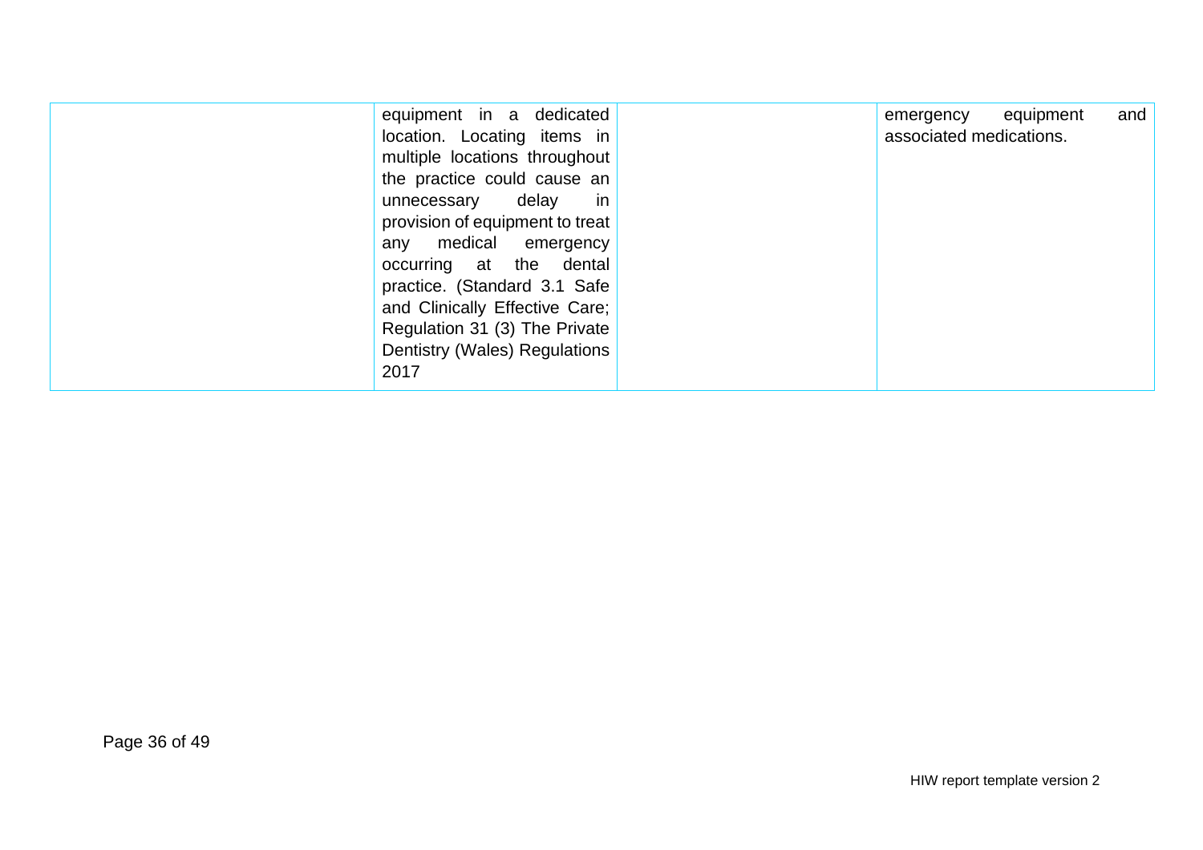| | | | |
|---|---|---|---|
| | equipment in a dedicated location. Locating items in multiple locations throughout the practice could cause an unnecessary delay in provision of equipment to treat any medical emergency occurring at the dental practice. (Standard 3.1 Safe and Clinically Effective Care; Regulation 31 (3) The Private Dentistry (Wales) Regulations 2017 | | emergency equipment and associated medications. |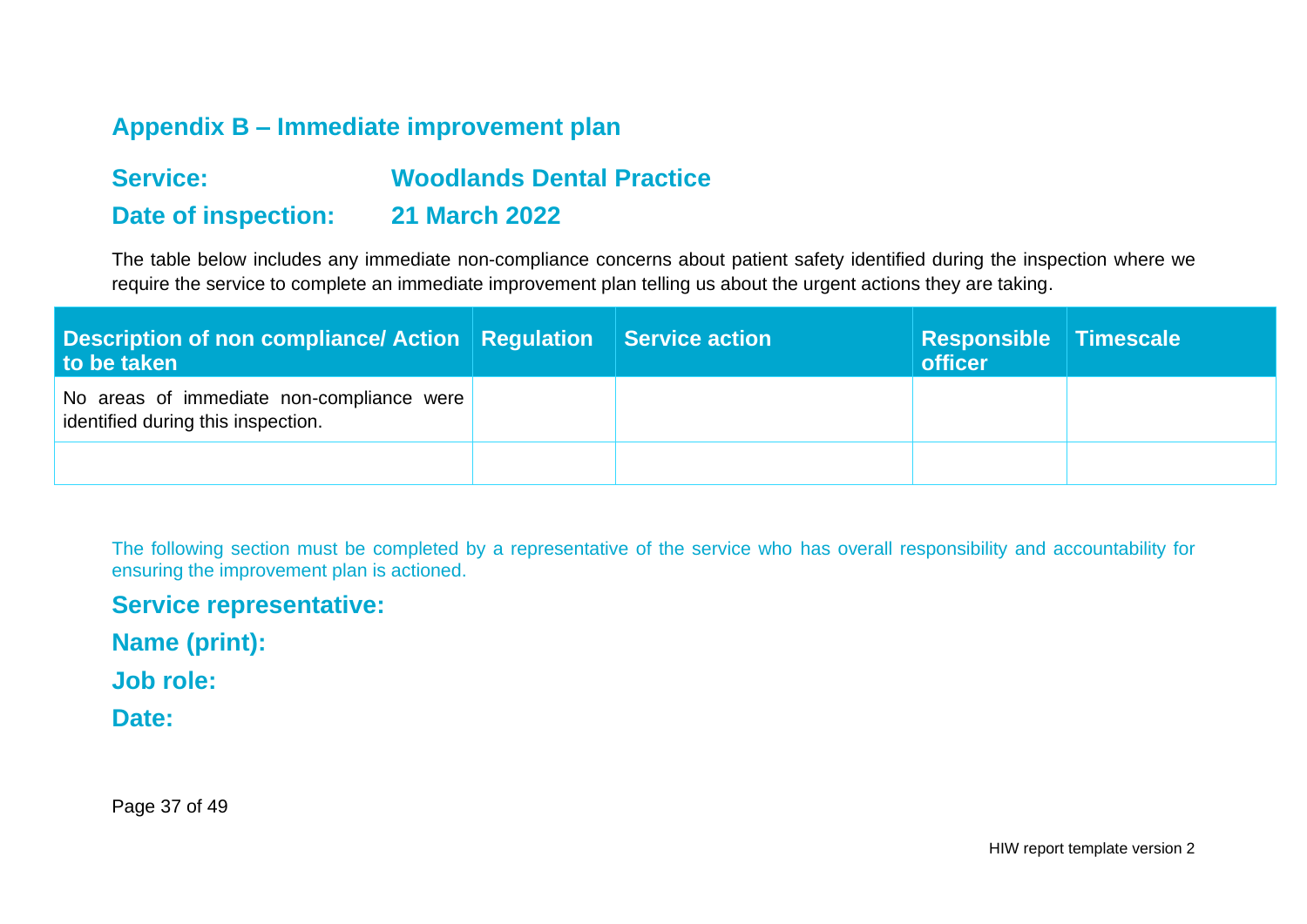## Appendix B – Immediate improvement plan

**Service:** Woodlands Dental Practice

**Date of inspection:** 21 March 2022

The table below includes any immediate non-compliance concerns about patient safety identified during the inspection where we require the service to complete an immediate improvement plan telling us about the urgent actions they are taking.

| Description of non compliance/ Action to be taken | Regulation | Service action | Responsible officer | Timescale |
|---|---|---|---|---|
| No areas of immediate non-compliance were identified during this inspection. | | | | |
| | | | | |

The following section must be completed by a representative of the service who has overall responsibility and accountability for ensuring the improvement plan is actioned.

**Service representative:**

**Name (print):**

**Job role:**

**Date:**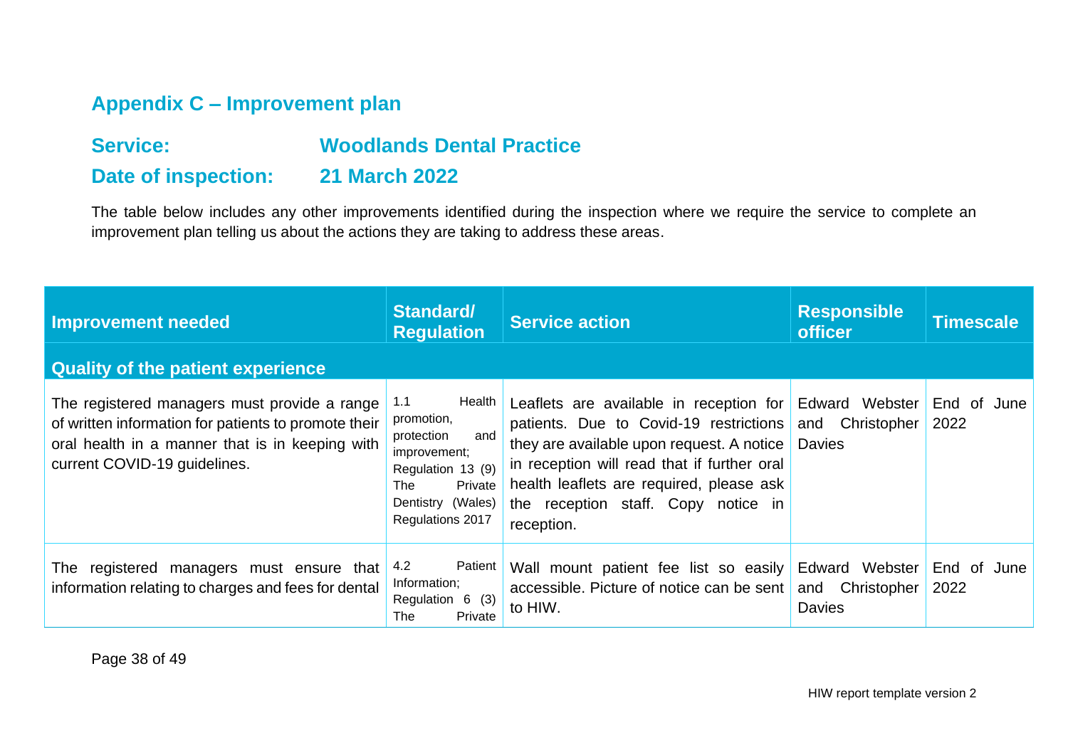## Appendix C – Improvement plan

**Service:** Woodlands Dental Practice

**Date of inspection:** 21 March 2022

The table below includes any other improvements identified during the inspection where we require the service to complete an improvement plan telling us about the actions they are taking to address these areas.

| Improvement needed | Standard/ Regulation | Service action | Responsible officer | Timescale |
|---|---|---|---|---|
| **Quality of the patient experience** | | | | |
| The registered managers must provide a range of written information for patients to promote their oral health in a manner that is in keeping with current COVID-19 guidelines. | 1.1 Health promotion, protection and improvement; Regulation 13 (9) The Private Dentistry (Wales) Regulations 2017 | Leaflets are available in reception for patients. Due to Covid-19 restrictions they are available upon request. A notice in reception will read that if further oral health leaflets are required, please ask the reception staff. Copy notice in reception. | Edward Webster and Christopher Davies | End of June 2022 |
| The registered managers must ensure that information relating to charges and fees for dental | 4.2 Patient Information; Regulation 6 (3) The Private | Wall mount patient fee list so easily accessible. Picture of notice can be sent to HIW. | Edward Webster and Christopher Davies | End of June 2022 |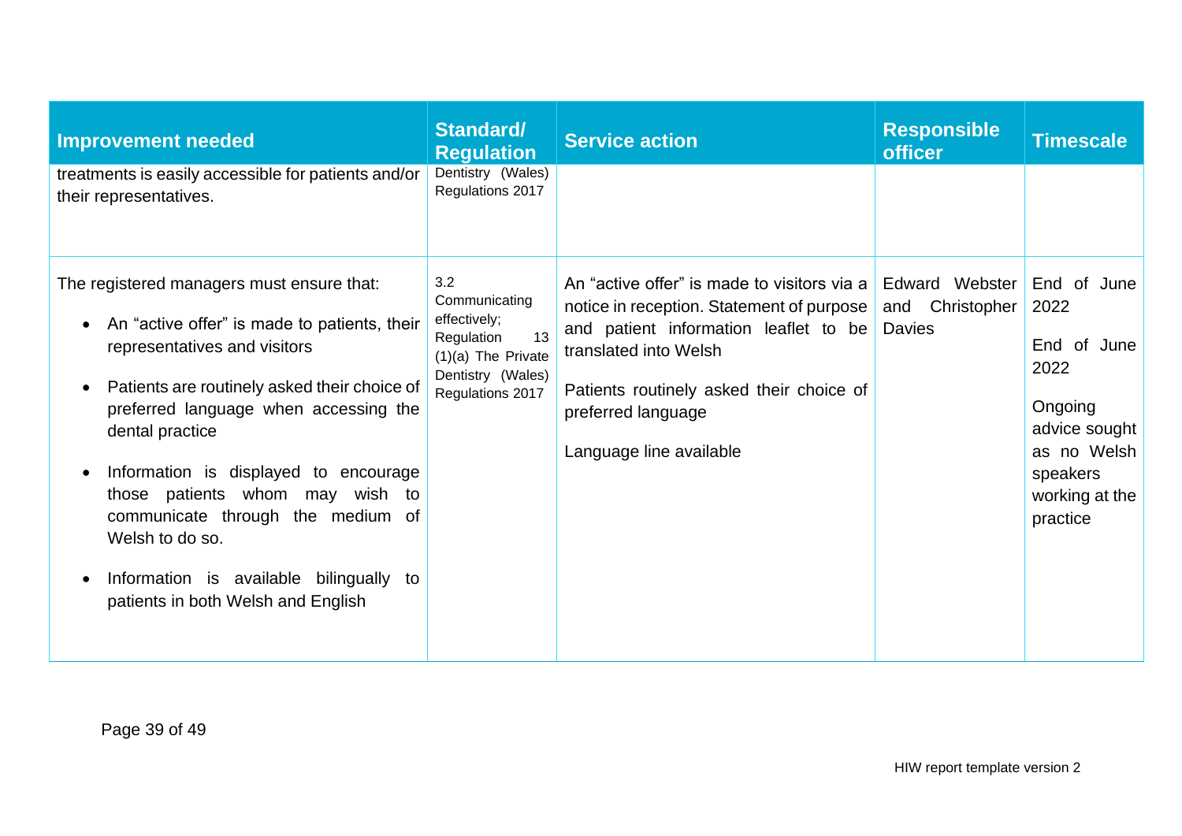| Improvement needed | Standard/ Regulation | Service action | Responsible officer | Timescale |
|---|---|---|---|---|
| treatments is easily accessible for patients and/or their representatives. | Dentistry (Wales) Regulations 2017 | | | |
| The registered managers must ensure that:<br>• An "active offer" is made to patients, their representatives and visitors<br>• Patients are routinely asked their choice of preferred language when accessing the dental practice<br>• Information is displayed to encourage those patients whom may wish to communicate through the medium of Welsh to do so.<br>• Information is available bilingually to patients in both Welsh and English | 3.2 Communicating effectively; Regulation 13 (1)(a) The Private Dentistry (Wales) Regulations 2017 | An "active offer" is made to visitors via a notice in reception. Statement of purpose and patient information leaflet to be translated into Welsh<br><br>Patients routinely asked their choice of preferred language<br><br>Language line available | Edward Webster and Christopher Davies | End of June 2022<br><br>End of June 2022<br><br>Ongoing advice sought as no Welsh speakers working at the practice |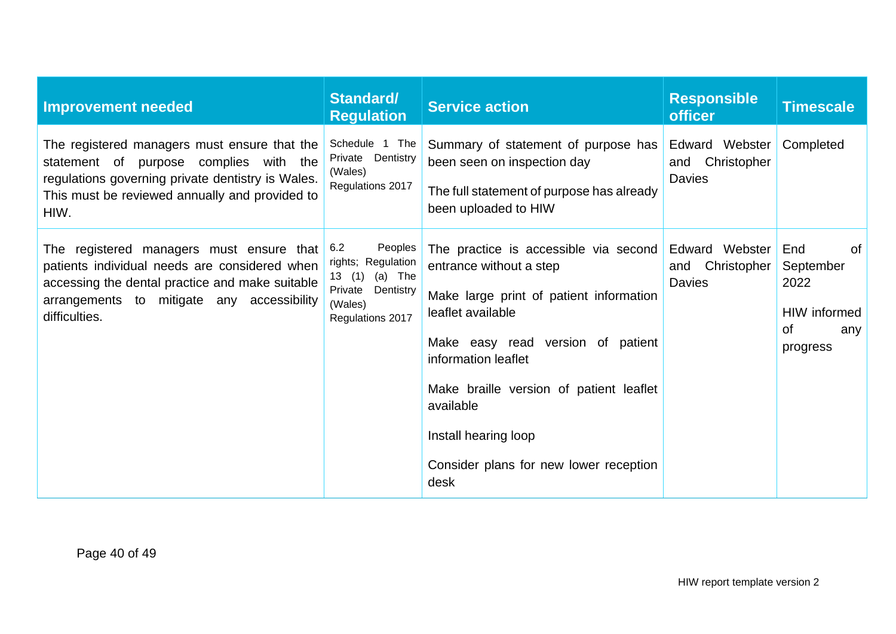| Improvement needed | Standard/ Regulation | Service action | Responsible officer | Timescale |
|---|---|---|---|---|
| The registered managers must ensure that the statement of purpose complies with the regulations governing private dentistry is Wales. This must be reviewed annually and provided to HIW. | Schedule 1 The Private Dentistry (Wales) Regulations 2017 | Summary of statement of purpose has been seen on inspection day<br><br>The full statement of purpose has already been uploaded to HIW | Edward Webster and Christopher Davies | Completed |
| The registered managers must ensure that patients individual needs are considered when accessing the dental practice and make suitable arrangements to mitigate any accessibility difficulties. | 6.2 Peoples rights; Regulation 13 (1) (a) The Private Dentistry (Wales) Regulations 2017 | The practice is accessible via second entrance without a step<br><br>Make large print of patient information leaflet available<br><br>Make easy read version of patient information leaflet<br><br>Make braille version of patient leaflet available<br><br>Install hearing loop<br><br>Consider plans for new lower reception desk | Edward Webster and Christopher Davies | End of September 2022<br><br>HIW informed of any progress |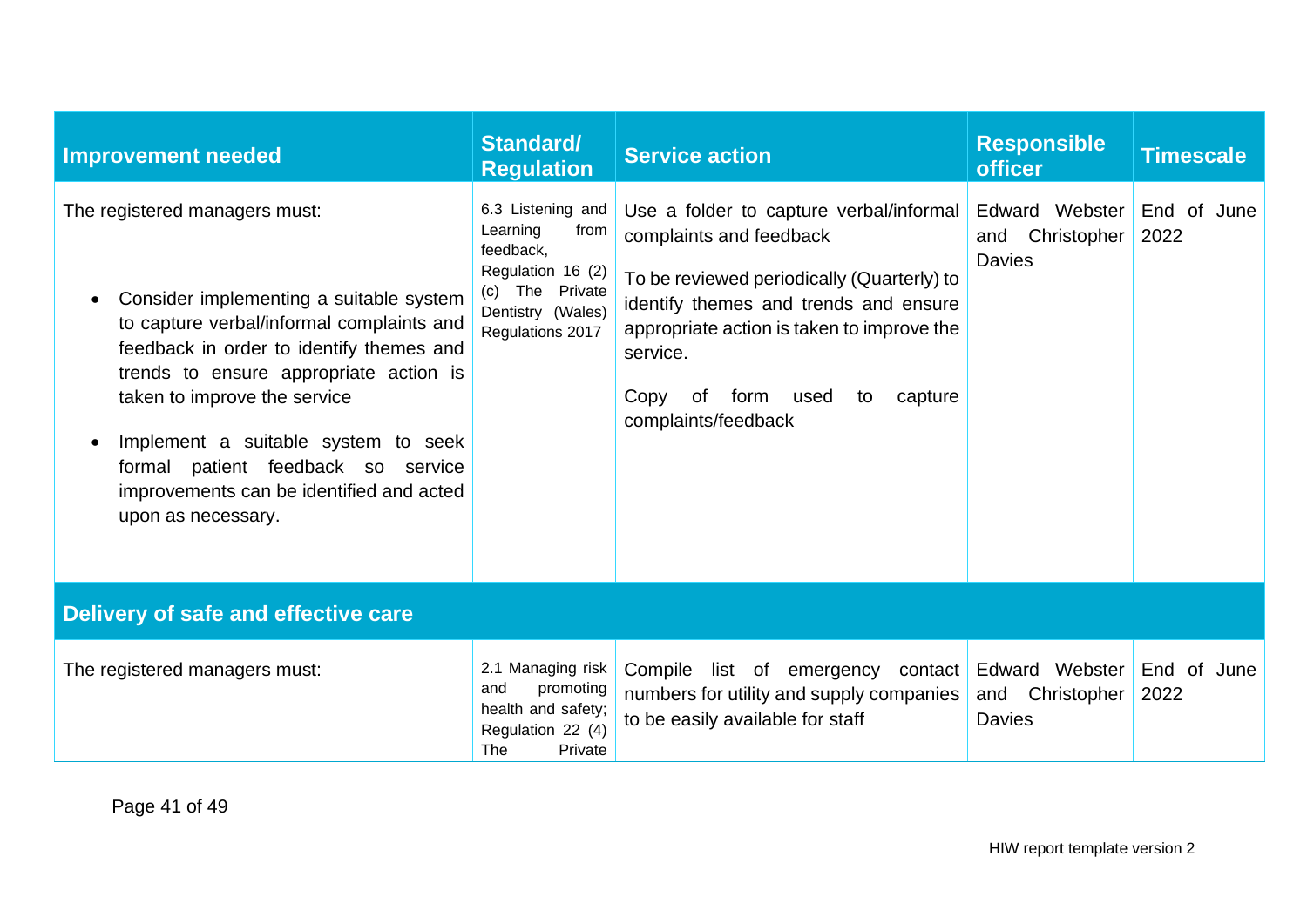| Improvement needed | Standard/ Regulation | Service action | Responsible officer | Timescale |
|---|---|---|---|---|
| The registered managers must:<br><br>• Consider implementing a suitable system to capture verbal/informal complaints and feedback in order to identify themes and trends to ensure appropriate action is taken to improve the service<br><br>• Implement a suitable system to seek formal patient feedback so service improvements can be identified and acted upon as necessary. | 6.3 Listening and Learning from feedback, Regulation 16 (2) (c) The Private Dentistry (Wales) Regulations 2017 | Use a folder to capture verbal/informal complaints and feedback<br><br>To be reviewed periodically (Quarterly) to identify themes and trends and ensure appropriate action is taken to improve the service.<br><br>Copy of form used to capture complaints/feedback | Edward Webster and Christopher Davies | End of June 2022 |
| **Delivery of safe and effective care** | | | | |
| The registered managers must: | 2.1 Managing risk and promoting health and safety; Regulation 22 (4) The Private | Compile list of emergency contact numbers for utility and supply companies to be easily available for staff | Edward Webster and Christopher Davies | End of June 2022 |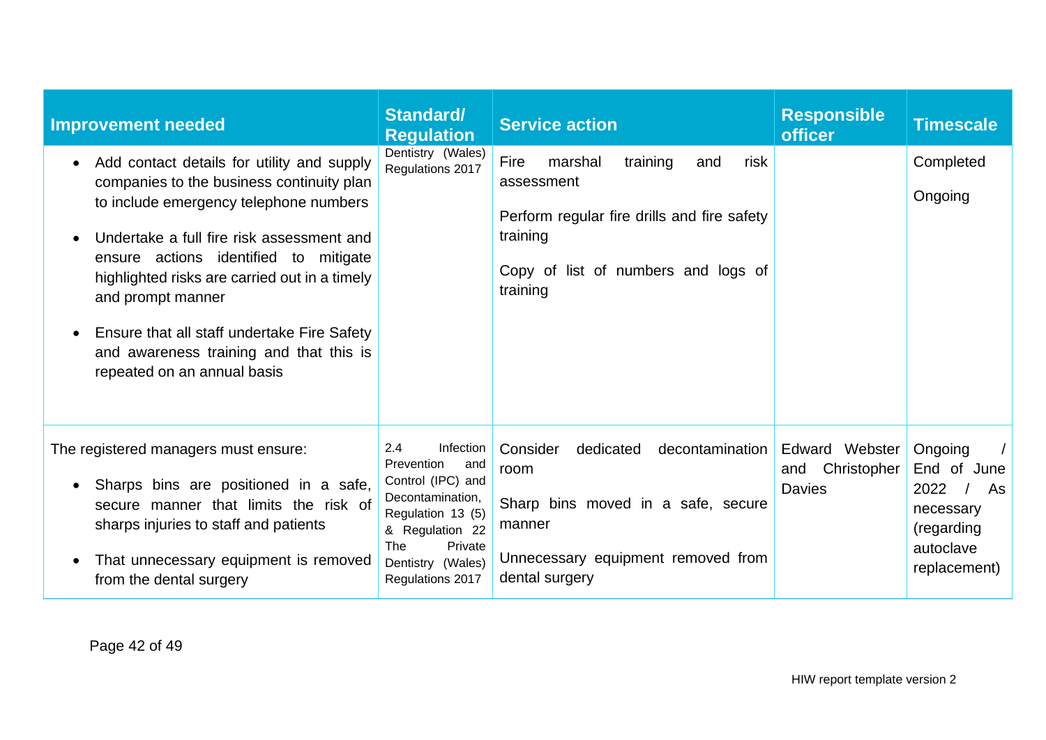| Improvement needed | Standard/ Regulation | Service action | Responsible officer | Timescale |
|---|---|---|---|---|
| • Add contact details for utility and supply companies to the business continuity plan to include emergency telephone numbers<br>• Undertake a full fire risk assessment and ensure actions identified to mitigate highlighted risks are carried out in a timely and prompt manner<br>• Ensure that all staff undertake Fire Safety and awareness training and that this is repeated on an annual basis | Dentistry (Wales) Regulations 2017 | Fire marshal training and risk assessment<br><br>Perform regular fire drills and fire safety training<br><br>Copy of list of numbers and logs of training | | Completed<br><br>Ongoing |
| The registered managers must ensure:<br>• Sharps bins are positioned in a safe, secure manner that limits the risk of sharps injuries to staff and patients<br>• That unnecessary equipment is removed from the dental surgery | 2.4 Infection Prevention and Control (IPC) and Decontamination, Regulation 13 (5) & Regulation 22 The Private Dentistry (Wales) Regulations 2017 | Consider dedicated decontamination room<br><br>Sharp bins moved in a safe, secure manner<br><br>Unnecessary equipment removed from dental surgery | Edward Webster and Christopher Davies | Ongoing / End of June 2022 / As necessary (regarding autoclave replacement) |

HIW report template version 2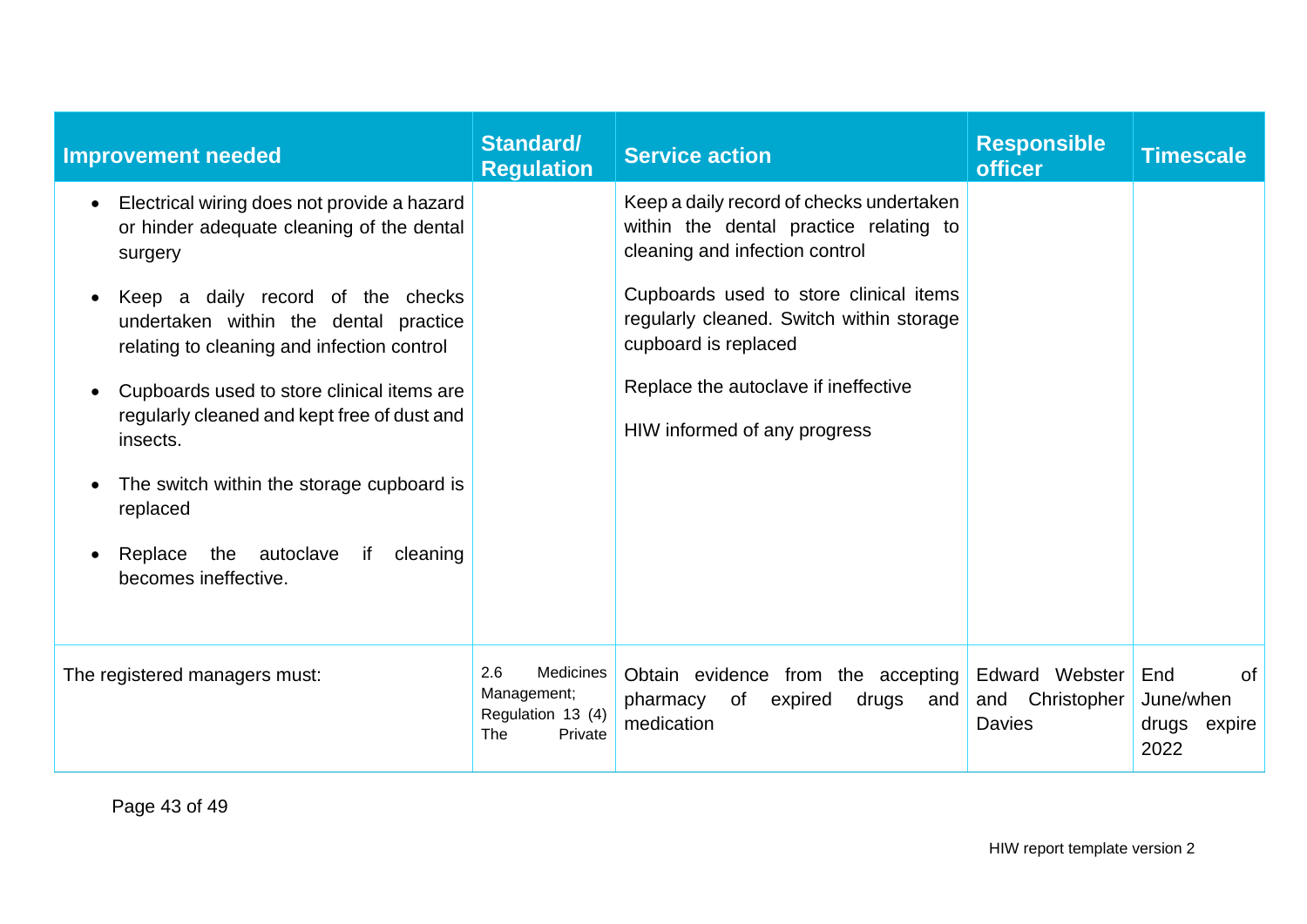| Improvement needed | Standard/ Regulation | Service action | Responsible officer | Timescale |
|---|---|---|---|---|
| • Electrical wiring does not provide a hazard or hinder adequate cleaning of the dental surgery<br>• Keep a daily record of the checks undertaken within the dental practice relating to cleaning and infection control<br>• Cupboards used to store clinical items are regularly cleaned and kept free of dust and insects.<br>• The switch within the storage cupboard is replaced<br>• Replace the autoclave if cleaning becomes ineffective. | | Keep a daily record of checks undertaken within the dental practice relating to cleaning and infection control<br><br>Cupboards used to store clinical items regularly cleaned. Switch within storage cupboard is replaced<br><br>Replace the autoclave if ineffective<br><br>HIW informed of any progress | | |
| The registered managers must: | 2.6 Medicines Management; Regulation 13 (4) The Private | Obtain evidence from the accepting pharmacy of expired drugs and medication | Edward Webster and Christopher Davies | End of June/when drugs expire 2022 |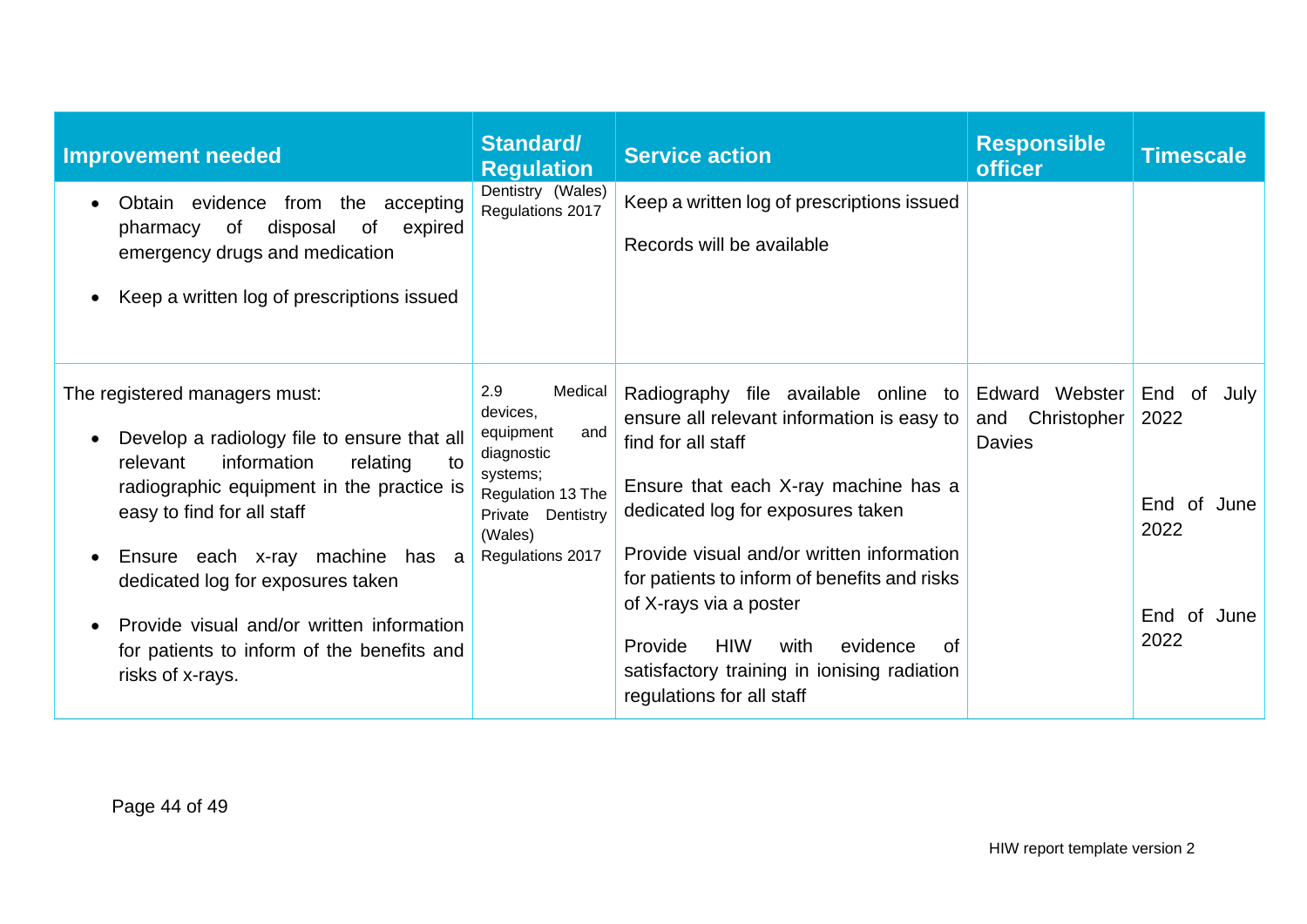| Improvement needed | Standard/ Regulation | Service action | Responsible officer | Timescale |
|---|---|---|---|---|
| • Obtain evidence from the accepting pharmacy of disposal of expired emergency drugs and medication<br><br>• Keep a written log of prescriptions issued | Dentistry (Wales) Regulations 2017 | Keep a written log of prescriptions issued<br><br>Records will be available | | |
| The registered managers must:<br><br>• Develop a radiology file to ensure that all relevant information relating to radiographic equipment in the practice is easy to find for all staff<br><br>• Ensure each x-ray machine has a dedicated log for exposures taken<br><br>• Provide visual and/or written information for patients to inform of the benefits and risks of x-rays. | 2.9 Medical devices, equipment and diagnostic systems; Regulation 13 The Private Dentistry (Wales) Regulations 2017 | Radiography file available online to ensure all relevant information is easy to find for all staff<br><br>Ensure that each X-ray machine has a dedicated log for exposures taken<br><br>Provide visual and/or written information for patients to inform of benefits and risks of X-rays via a poster<br><br>Provide HIW with evidence of satisfactory training in ionising radiation regulations for all staff | Edward Webster and Christopher Davies | End of July 2022<br><br>End of June 2022<br><br>End of June 2022 |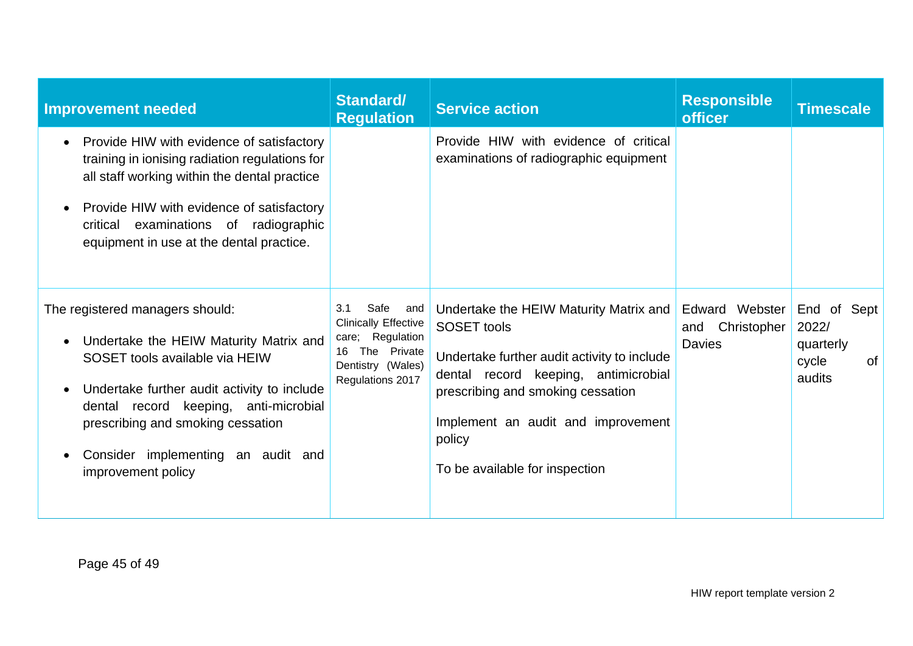| Improvement needed | Standard/ Regulation | Service action | Responsible officer | Timescale |
|---|---|---|---|---|
| • Provide HIW with evidence of satisfactory training in ionising radiation regulations for all staff working within the dental practice<br>• Provide HIW with evidence of satisfactory critical examinations of radiographic equipment in use at the dental practice. | | Provide HIW with evidence of critical examinations of radiographic equipment | | |
| The registered managers should:<br>• Undertake the HEIW Maturity Matrix and SOSET tools available via HEIW<br>• Undertake further audit activity to include dental record keeping, anti-microbial prescribing and smoking cessation<br>• Consider implementing an audit and improvement policy | 3.1 Safe and Clinically Effective care; Regulation 16 The Private Dentistry (Wales) Regulations 2017 | Undertake the HEIW Maturity Matrix and SOSET tools<br>Undertake further audit activity to include dental record keeping, antimicrobial prescribing and smoking cessation<br>Implement an audit and improvement policy<br>To be available for inspection | Edward Webster and Christopher Davies | End of Sept 2022/ quarterly cycle of audits |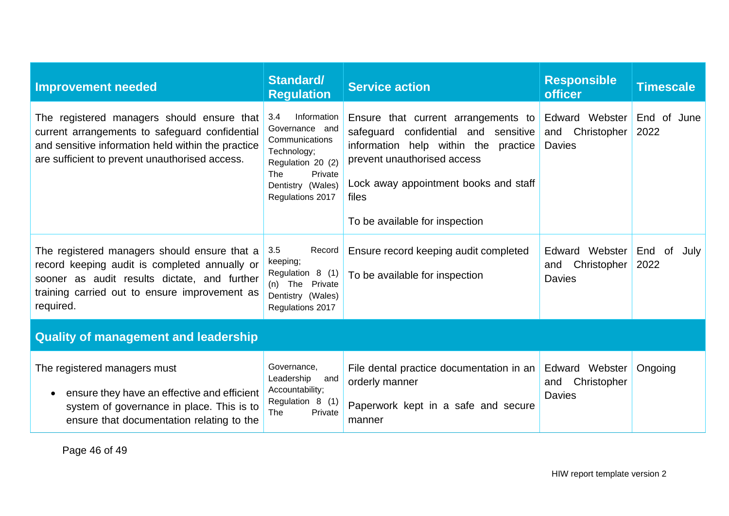| Improvement needed | Standard/ Regulation | Service action | Responsible officer | Timescale |
|---|---|---|---|---|
| The registered managers should ensure that current arrangements to safeguard confidential and sensitive information held within the practice are sufficient to prevent unauthorised access. | 3.4 Information Governance and Communications Technology; Regulation 20 (2) The Private Dentistry (Wales) Regulations 2017 | Ensure that current arrangements to safeguard confidential and sensitive information help within the practice prevent unauthorised access<br><br>Lock away appointment books and staff files<br><br>To be available for inspection | Edward Webster and Christopher Davies | End of June 2022 |
| The registered managers should ensure that a record keeping audit is completed annually or sooner as audit results dictate, and further training carried out to ensure improvement as required. | 3.5 Record keeping; Regulation 8 (1) (n) The Private Dentistry (Wales) Regulations 2017 | Ensure record keeping audit completed<br><br>To be available for inspection | Edward Webster and Christopher Davies | End of July 2022 |
| **Quality of management and leadership** | | | | |
| The registered managers must<br><br>• ensure they have an effective and efficient system of governance in place. This is to ensure that documentation relating to the | Governance, Leadership and Accountability; Regulation 8 (1) The Private | File dental practice documentation in an orderly manner<br><br>Paperwork kept in a safe and secure manner | Edward Webster and Christopher Davies | Ongoing |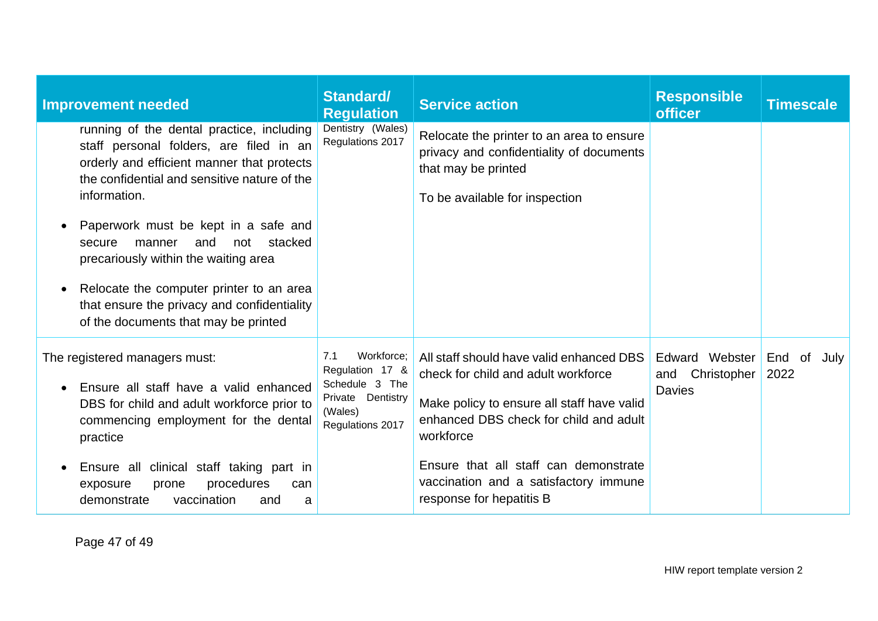| Improvement needed | Standard/ Regulation | Service action | Responsible officer | Timescale |
|---|---|---|---|---|
| running of the dental practice, including staff personal folders, are filed in an orderly and efficient manner that protects the confidential and sensitive nature of the information.<br><br>• Paperwork must be kept in a safe and secure manner and not stacked precariously within the waiting area<br><br>• Relocate the computer printer to an area that ensure the privacy and confidentiality of the documents that may be printed | Dentistry (Wales) Regulations 2017 | Relocate the printer to an area to ensure privacy and confidentiality of documents that may be printed<br><br>To be available for inspection | | |
| The registered managers must:<br><br>• Ensure all staff have a valid enhanced DBS for child and adult workforce prior to commencing employment for the dental practice<br><br>• Ensure all clinical staff taking part in exposure prone procedures can demonstrate vaccination and a | 7.1 Workforce; Regulation 17 & Schedule 3 The Private Dentistry (Wales) Regulations 2017 | All staff should have valid enhanced DBS check for child and adult workforce<br><br>Make policy to ensure all staff have valid enhanced DBS check for child and adult workforce<br><br>Ensure that all staff can demonstrate vaccination and a satisfactory immune response for hepatitis B | Edward Webster and Christopher Davies | End of July 2022 |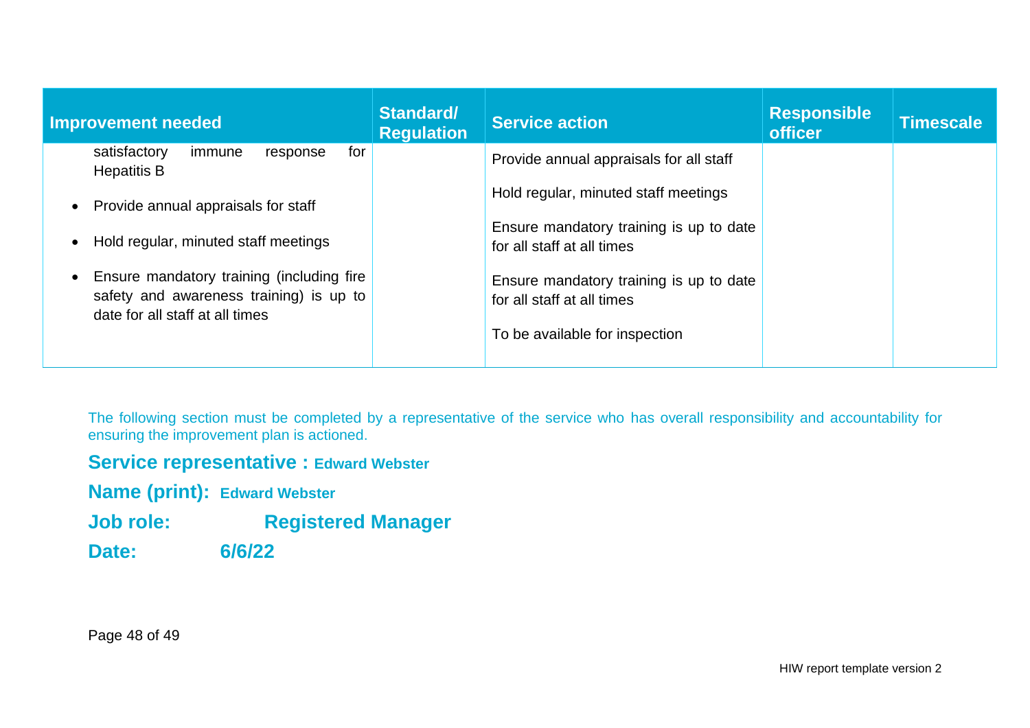| Improvement needed | Standard/ Regulation | Service action | Responsible officer | Timescale |
|---|---|---|---|---|
| satisfactory immune response for Hepatitis B<br><br>• Provide annual appraisals for staff<br><br>• Hold regular, minuted staff meetings<br><br>• Ensure mandatory training (including fire safety and awareness training) is up to date for all staff at all times | | Provide annual appraisals for all staff<br><br>Hold regular, minuted staff meetings<br><br>Ensure mandatory training is up to date for all staff at all times<br><br>Ensure mandatory training is up to date for all staff at all times<br><br>To be available for inspection | | |

The following section must be completed by a representative of the service who has overall responsibility and accountability for ensuring the improvement plan is actioned.

**Service representative : Edward Webster**

**Name (print): Edward Webster**

**Job role: Registered Manager**

**Date: 6/6/22**